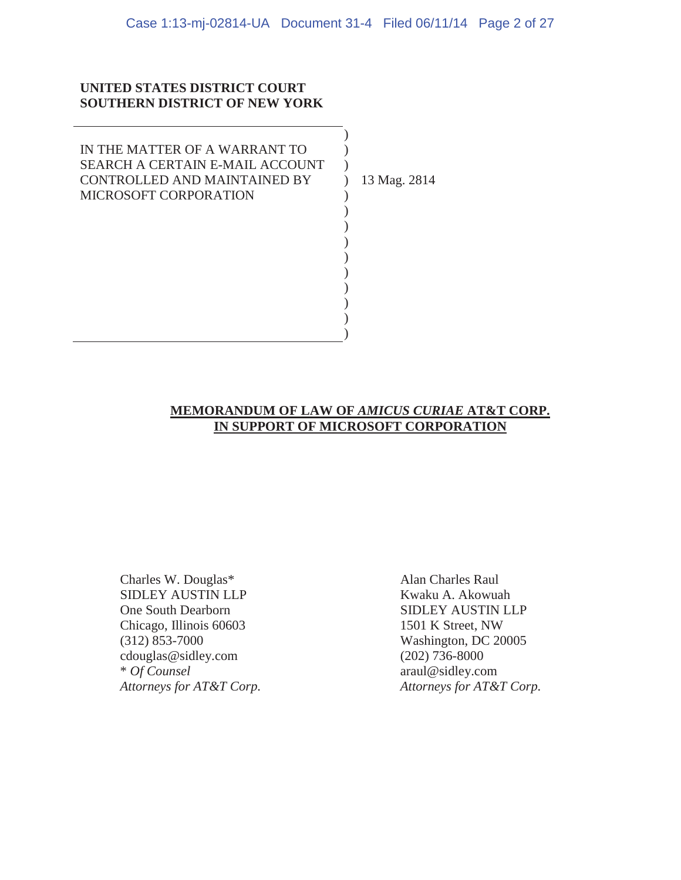**UNITED STATES DISTRICT COURT**
**SOUTHERN DISTRICT OF NEW YORK**

| | |
|---|---|
| IN THE MATTER OF A WARRANT TO SEARCH A CERTAIN E-MAIL ACCOUNT CONTROLLED AND MAINTAINED BY MICROSOFT CORPORATION | 13 Mag. 2814 |

## MEMORANDUM OF LAW OF *AMICUS CURIAE* AT&T CORP. IN SUPPORT OF MICROSOFT CORPORATION

Charles W. Douglas*
SIDLEY AUSTIN LLP
One South Dearborn
Chicago, Illinois 60603
(312) 853-7000
cdouglas@sidley.com
\* *Of Counsel*
*Attorneys for AT&T Corp.*

Alan Charles Raul
Kwaku A. Akowuah
SIDLEY AUSTIN LLP
1501 K Street, NW
Washington, DC 20005
(202) 736-8000
araul@sidley.com
*Attorneys for AT&T Corp.*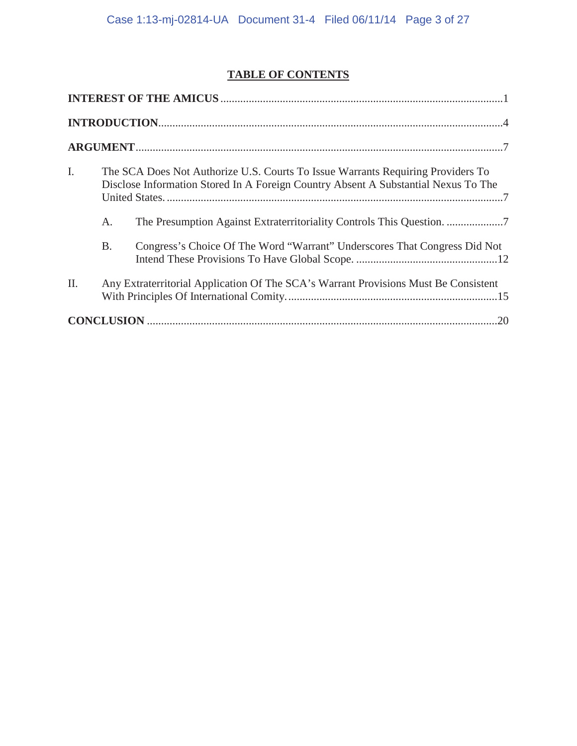## TABLE OF CONTENTS

**INTEREST OF THE AMICUS** .....1

**INTRODUCTION**.....4

**ARGUMENT**.....7

I. The SCA Does Not Authorize U.S. Courts To Issue Warrants Requiring Providers To Disclose Information Stored In A Foreign Country Absent A Substantial Nexus To The United States. .....7

  A. The Presumption Against Extraterritoriality Controls This Question. .....7

  B. Congress's Choice Of The Word "Warrant" Underscores That Congress Did Not Intend These Provisions To Have Global Scope. .....12

II. Any Extraterritorial Application Of The SCA's Warrant Provisions Must Be Consistent With Principles Of International Comity. .....15

**CONCLUSION** .....20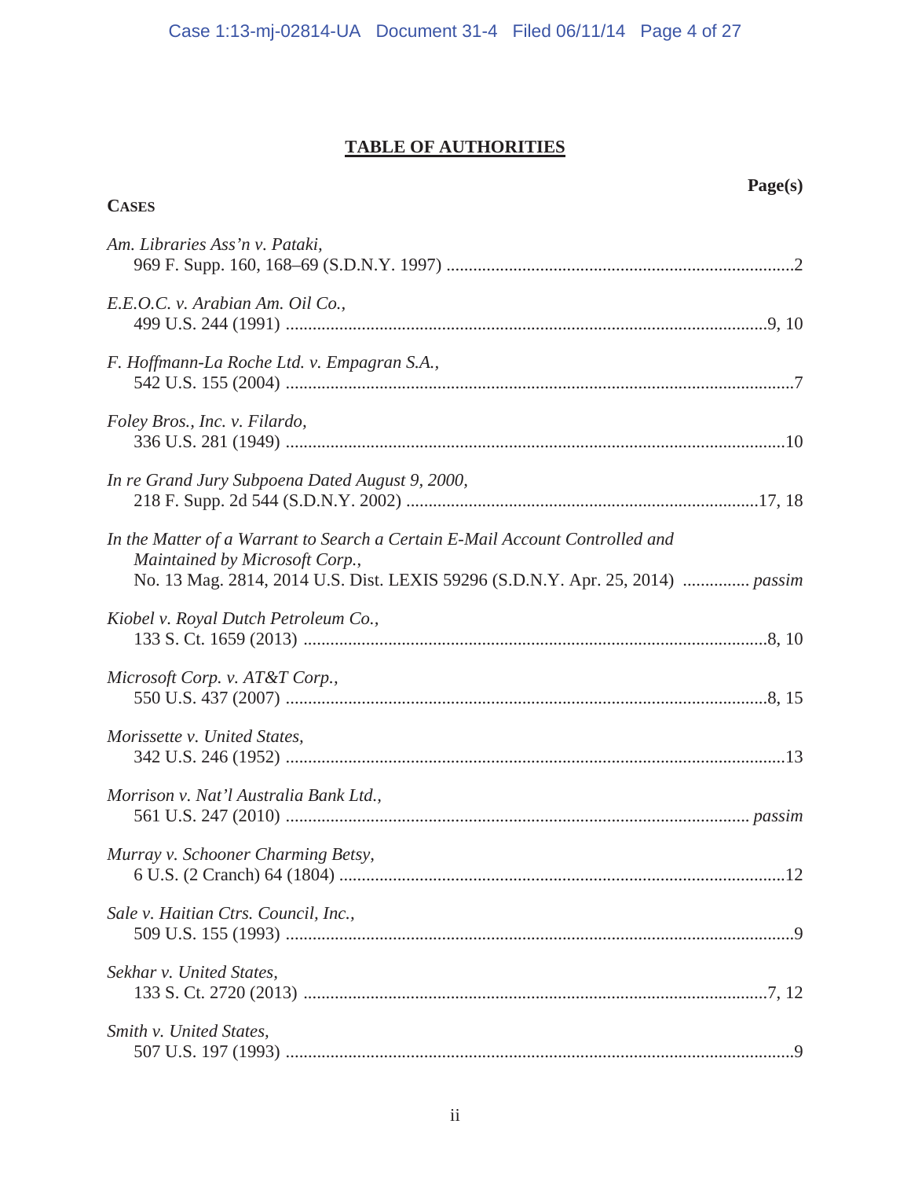# TABLE OF AUTHORITIES

**Page(s)**

**CASES**

*Am. Libraries Ass'n v. Pataki*,
969 F. Supp. 160, 168–69 (S.D.N.Y. 1997) ....................2

*E.E.O.C. v. Arabian Am. Oil Co.*,
499 U.S. 244 (1991) ....................9, 10

*F. Hoffmann-La Roche Ltd. v. Empagran S.A.*,
542 U.S. 155 (2004) ....................7

*Foley Bros., Inc. v. Filardo*,
336 U.S. 281 (1949) ....................10

*In re Grand Jury Subpoena Dated August 9, 2000*,
218 F. Supp. 2d 544 (S.D.N.Y. 2002) ....................17, 18

*In the Matter of a Warrant to Search a Certain E-Mail Account Controlled and Maintained by Microsoft Corp.*,
No. 13 Mag. 2814, 2014 U.S. Dist. LEXIS 59296 (S.D.N.Y. Apr. 25, 2014) .............. *passim*

*Kiobel v. Royal Dutch Petroleum Co.*,
133 S. Ct. 1659 (2013) ....................8, 10

*Microsoft Corp. v. AT&T Corp.*,
550 U.S. 437 (2007) ....................8, 15

*Morissette v. United States*,
342 U.S. 246 (1952) ....................13

*Morrison v. Nat'l Australia Bank Ltd.*,
561 U.S. 247 (2010) .................... *passim*

*Murray v. Schooner Charming Betsy*,
6 U.S. (2 Cranch) 64 (1804) ....................12

*Sale v. Haitian Ctrs. Council, Inc.*,
509 U.S. 155 (1993) ....................9

*Sekhar v. United States*,
133 S. Ct. 2720 (2013) ....................7, 12

*Smith v. United States*,
507 U.S. 197 (1993) ....................9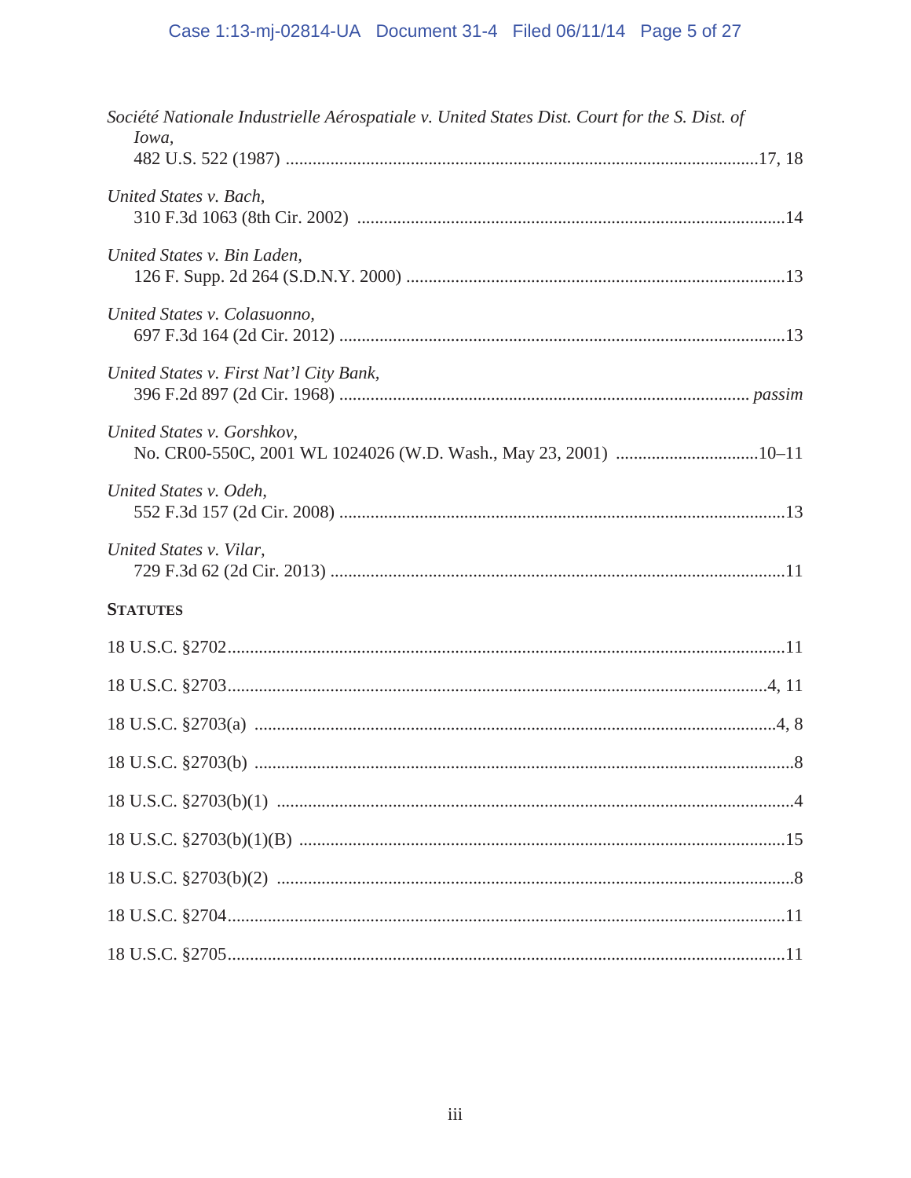*Société Nationale Industrielle Aérospatiale v. United States Dist. Court for the S. Dist. of Iowa*,
482 U.S. 522 (1987) .......................................................................................................17, 18

*United States v. Bach*,
310 F.3d 1063 (8th Cir. 2002) ..............................................................................................14

*United States v. Bin Laden*,
126 F. Supp. 2d 264 (S.D.N.Y. 2000) ..................................................................................13

*United States v. Colasuonno*,
697 F.3d 164 (2d Cir. 2012) ..................................................................................................13

*United States v. First Nat'l City Bank*,
396 F.2d 897 (2d Cir. 1968) .......................................................................................... *passim*

*United States v. Gorshkov*,
No. CR00-550C, 2001 WL 1024026 (W.D. Wash., May 23, 2001) ...............................10–11

*United States v. Odeh*,
552 F.3d 157 (2d Cir. 2008) ..................................................................................................13

*United States v. Vilar*,
729 F.3d 62 (2d Cir. 2013) ....................................................................................................11

**STATUTES**

18 U.S.C. §2702..........................................................................................................................11

18 U.S.C. §2703.......................................................................................................................4, 11

18 U.S.C. §2703(a) ...................................................................................................................4, 8

18 U.S.C. §2703(b) .......................................................................................................................8

18 U.S.C. §2703(b)(1) ..................................................................................................................4

18 U.S.C. §2703(b)(1)(B) ...........................................................................................................15

18 U.S.C. §2703(b)(2) ..................................................................................................................8

18 U.S.C. §2704..........................................................................................................................11

18 U.S.C. §2705..........................................................................................................................11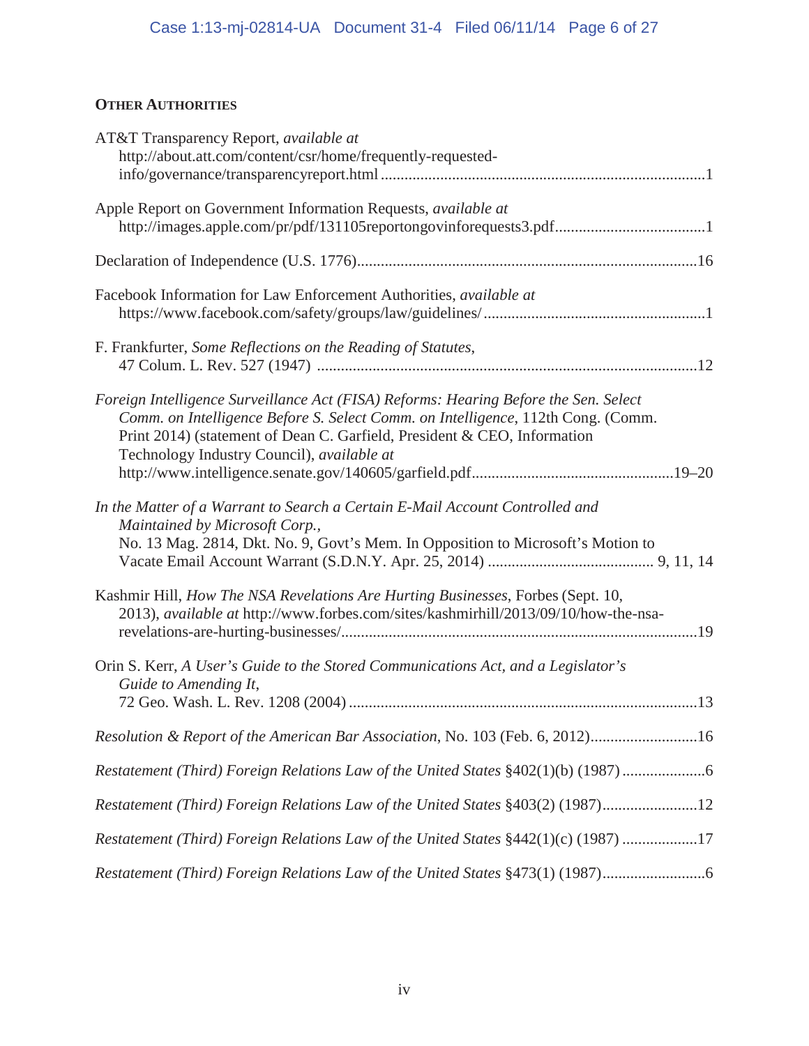## OTHER AUTHORITIES

AT&T Transparency Report, *available at* http://about.att.com/content/csr/home/frequently-requested-info/governance/transparencyreport.html ........................................................................................1

Apple Report on Government Information Requests, *available at* http://images.apple.com/pr/pdf/131105reportongovinforequests3.pdf.....................................1

Declaration of Independence (U.S. 1776).....................................................................................16

Facebook Information for Law Enforcement Authorities, *available at* https://www.facebook.com/safety/groups/law/guidelines/ .......................................................1

F. Frankfurter, *Some Reflections on the Reading of Statutes*, 47 Colum. L. Rev. 527 (1947) ...............................................................................................12

*Foreign Intelligence Surveillance Act (FISA) Reforms: Hearing Before the Sen. Select Comm. on Intelligence Before S. Select Comm. on Intelligence*, 112th Cong. (Comm. Print 2014) (statement of Dean C. Garfield, President & CEO, Information Technology Industry Council), *available at* http://www.intelligence.senate.gov/140605/garfield.pdf..................................................19–20

*In the Matter of a Warrant to Search a Certain E-Mail Account Controlled and Maintained by Microsoft Corp.*, No. 13 Mag. 2814, Dkt. No. 9, Govt's Mem. In Opposition to Microsoft's Motion to Vacate Email Account Warrant (S.D.N.Y. Apr. 25, 2014) ......................................... 9, 11, 14

Kashmir Hill, *How The NSA Revelations Are Hurting Businesses*, Forbes (Sept. 10, 2013), *available at* http://www.forbes.com/sites/kashmirhill/2013/09/10/how-the-nsa-revelations-are-hurting-businesses/.........................................................................................19

Orin S. Kerr, *A User's Guide to the Stored Communications Act, and a Legislator's Guide to Amending It*, 72 Geo. Wash. L. Rev. 1208 (2004) .......................................................................................13

*Resolution & Report of the American Bar Association*, No. 103 (Feb. 6, 2012)...........................16

*Restatement (Third) Foreign Relations Law of the United States* §402(1)(b) (1987) .....................6

*Restatement (Third) Foreign Relations Law of the United States* §403(2) (1987)........................12

*Restatement (Third) Foreign Relations Law of the United States* §442(1)(c) (1987) ...................17

*Restatement (Third) Foreign Relations Law of the United States* §473(1) (1987)..........................6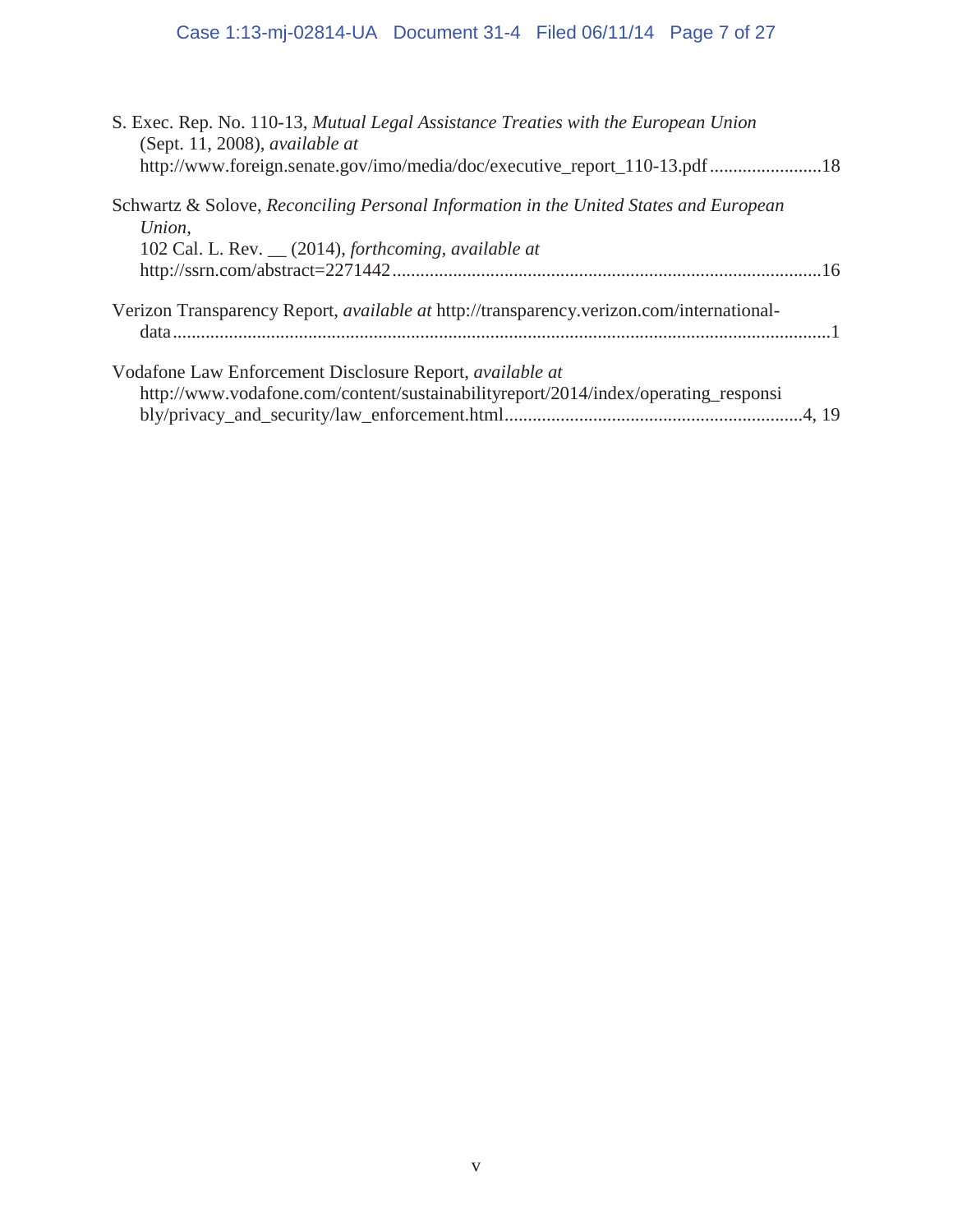S. Exec. Rep. No. 110-13, *Mutual Legal Assistance Treaties with the European Union* (Sept. 11, 2008), *available at* http://www.foreign.senate.gov/imo/media/doc/executive_report_110-13.pdf ........................18

Schwartz & Solove, *Reconciling Personal Information in the United States and European Union*, 102 Cal. L. Rev. __ (2014), *forthcoming, available at* http://ssrn.com/abstract=2271442 ..........................................................................................16

Verizon Transparency Report, *available at* http://transparency.verizon.com/international-data .............................................................................................................................1

Vodafone Law Enforcement Disclosure Report, *available at* http://www.vodafone.com/content/sustainabilityreport/2014/index/operating_responsibly/privacy_and_security/law_enforcement.html...............................................................4, 19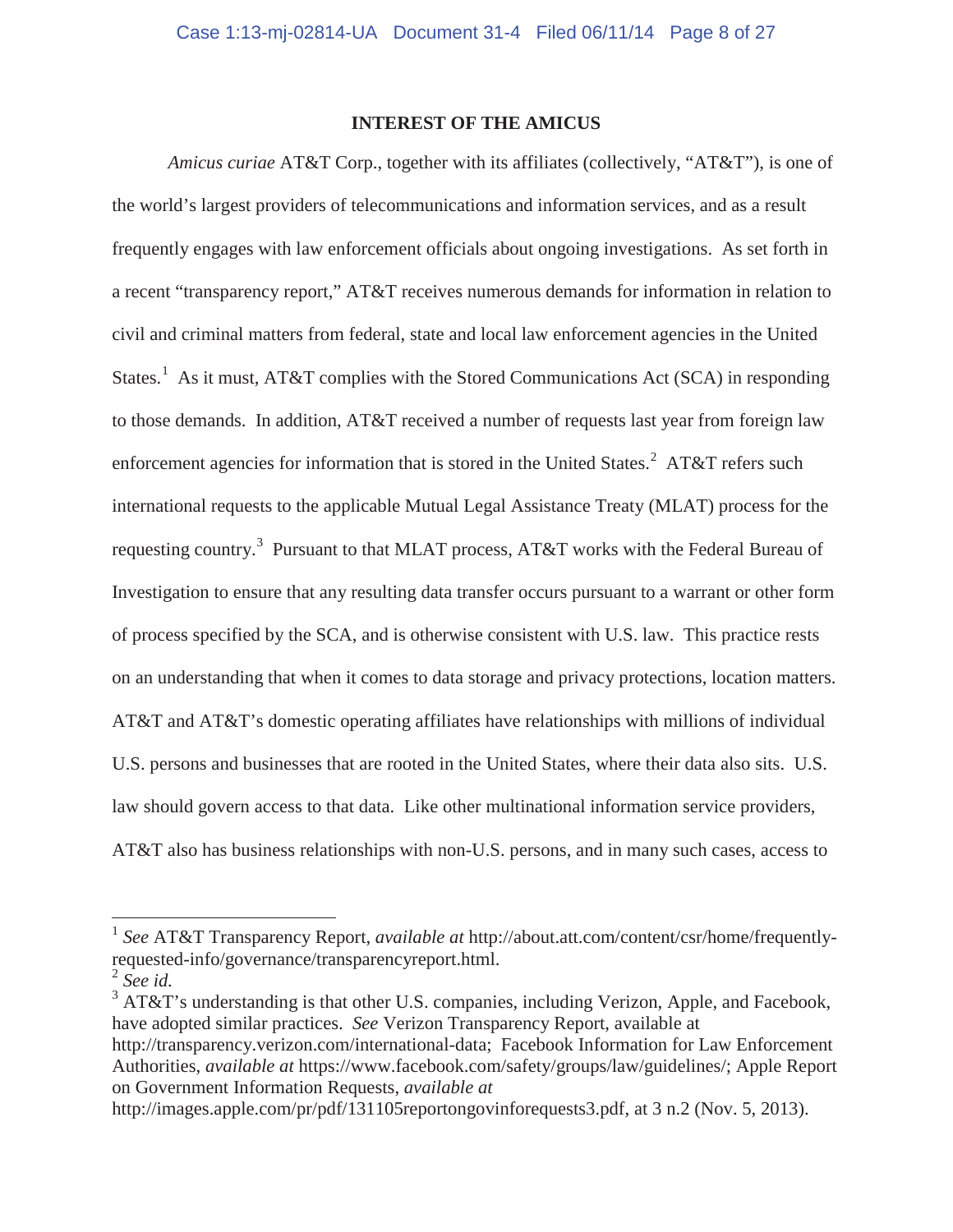## INTEREST OF THE AMICUS

*Amicus curiae* AT&T Corp., together with its affiliates (collectively, "AT&T"), is one of the world's largest providers of telecommunications and information services, and as a result frequently engages with law enforcement officials about ongoing investigations. As set forth in a recent "transparency report," AT&T receives numerous demands for information in relation to civil and criminal matters from federal, state and local law enforcement agencies in the United States.[1] As it must, AT&T complies with the Stored Communications Act (SCA) in responding to those demands. In addition, AT&T received a number of requests last year from foreign law enforcement agencies for information that is stored in the United States.[2] AT&T refers such international requests to the applicable Mutual Legal Assistance Treaty (MLAT) process for the requesting country.[3] Pursuant to that MLAT process, AT&T works with the Federal Bureau of Investigation to ensure that any resulting data transfer occurs pursuant to a warrant or other form of process specified by the SCA, and is otherwise consistent with U.S. law. This practice rests on an understanding that when it comes to data storage and privacy protections, location matters. AT&T and AT&T's domestic operating affiliates have relationships with millions of individual U.S. persons and businesses that are rooted in the United States, where their data also sits. U.S. law should govern access to that data. Like other multinational information service providers, AT&T also has business relationships with non-U.S. persons, and in many such cases, access to

---

[1] *See* AT&T Transparency Report, *available at* http://about.att.com/content/csr/home/frequently-requested-info/governance/transparencyreport.html.

[2] *See id.*

[3] AT&T's understanding is that other U.S. companies, including Verizon, Apple, and Facebook, have adopted similar practices. *See* Verizon Transparency Report, available at http://transparency.verizon.com/international-data; Facebook Information for Law Enforcement Authorities, *available at* https://www.facebook.com/safety/groups/law/guidelines/; Apple Report on Government Information Requests, *available at* http://images.apple.com/pr/pdf/131105reportongovinforequests3.pdf, at 3 n.2 (Nov. 5, 2013).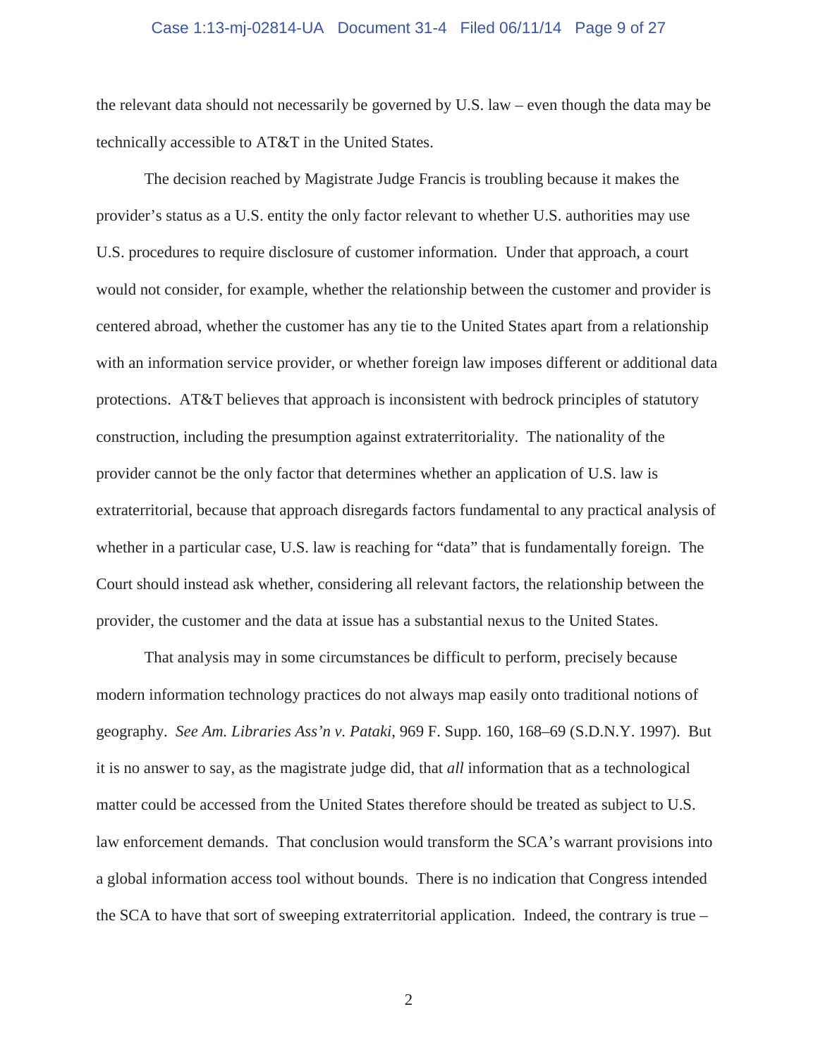the relevant data should not necessarily be governed by U.S. law – even though the data may be technically accessible to AT&T in the United States.

The decision reached by Magistrate Judge Francis is troubling because it makes the provider's status as a U.S. entity the only factor relevant to whether U.S. authorities may use U.S. procedures to require disclosure of customer information. Under that approach, a court would not consider, for example, whether the relationship between the customer and provider is centered abroad, whether the customer has any tie to the United States apart from a relationship with an information service provider, or whether foreign law imposes different or additional data protections. AT&T believes that approach is inconsistent with bedrock principles of statutory construction, including the presumption against extraterritoriality. The nationality of the provider cannot be the only factor that determines whether an application of U.S. law is extraterritorial, because that approach disregards factors fundamental to any practical analysis of whether in a particular case, U.S. law is reaching for "data" that is fundamentally foreign. The Court should instead ask whether, considering all relevant factors, the relationship between the provider, the customer and the data at issue has a substantial nexus to the United States.

That analysis may in some circumstances be difficult to perform, precisely because modern information technology practices do not always map easily onto traditional notions of geography. *See Am. Libraries Ass'n v. Pataki*, 969 F. Supp. 160, 168–69 (S.D.N.Y. 1997). But it is no answer to say, as the magistrate judge did, that *all* information that as a technological matter could be accessed from the United States therefore should be treated as subject to U.S. law enforcement demands. That conclusion would transform the SCA's warrant provisions into a global information access tool without bounds. There is no indication that Congress intended the SCA to have that sort of sweeping extraterritorial application. Indeed, the contrary is true –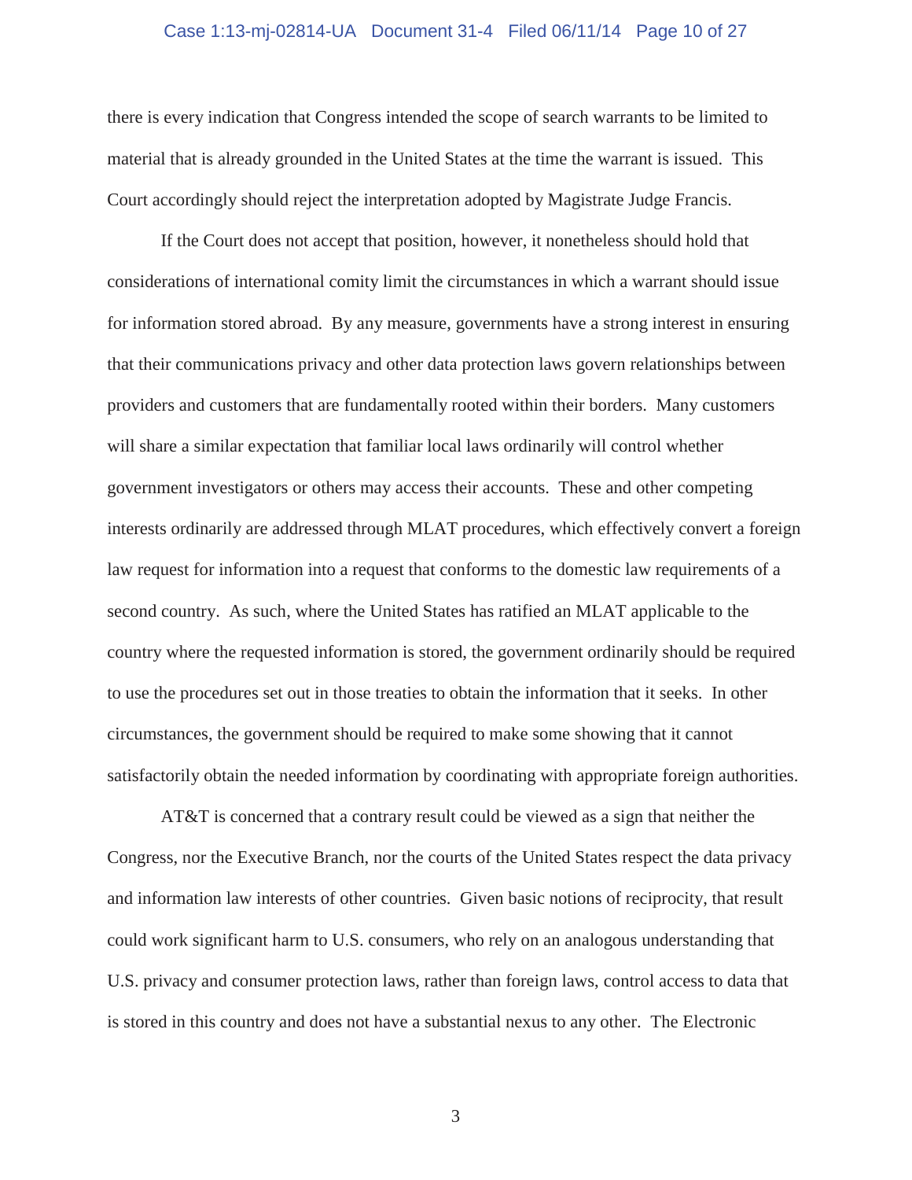there is every indication that Congress intended the scope of search warrants to be limited to material that is already grounded in the United States at the time the warrant is issued. This Court accordingly should reject the interpretation adopted by Magistrate Judge Francis.

If the Court does not accept that position, however, it nonetheless should hold that considerations of international comity limit the circumstances in which a warrant should issue for information stored abroad. By any measure, governments have a strong interest in ensuring that their communications privacy and other data protection laws govern relationships between providers and customers that are fundamentally rooted within their borders. Many customers will share a similar expectation that familiar local laws ordinarily will control whether government investigators or others may access their accounts. These and other competing interests ordinarily are addressed through MLAT procedures, which effectively convert a foreign law request for information into a request that conforms to the domestic law requirements of a second country. As such, where the United States has ratified an MLAT applicable to the country where the requested information is stored, the government ordinarily should be required to use the procedures set out in those treaties to obtain the information that it seeks. In other circumstances, the government should be required to make some showing that it cannot satisfactorily obtain the needed information by coordinating with appropriate foreign authorities.

AT&T is concerned that a contrary result could be viewed as a sign that neither the Congress, nor the Executive Branch, nor the courts of the United States respect the data privacy and information law interests of other countries. Given basic notions of reciprocity, that result could work significant harm to U.S. consumers, who rely on an analogous understanding that U.S. privacy and consumer protection laws, rather than foreign laws, control access to data that is stored in this country and does not have a substantial nexus to any other. The Electronic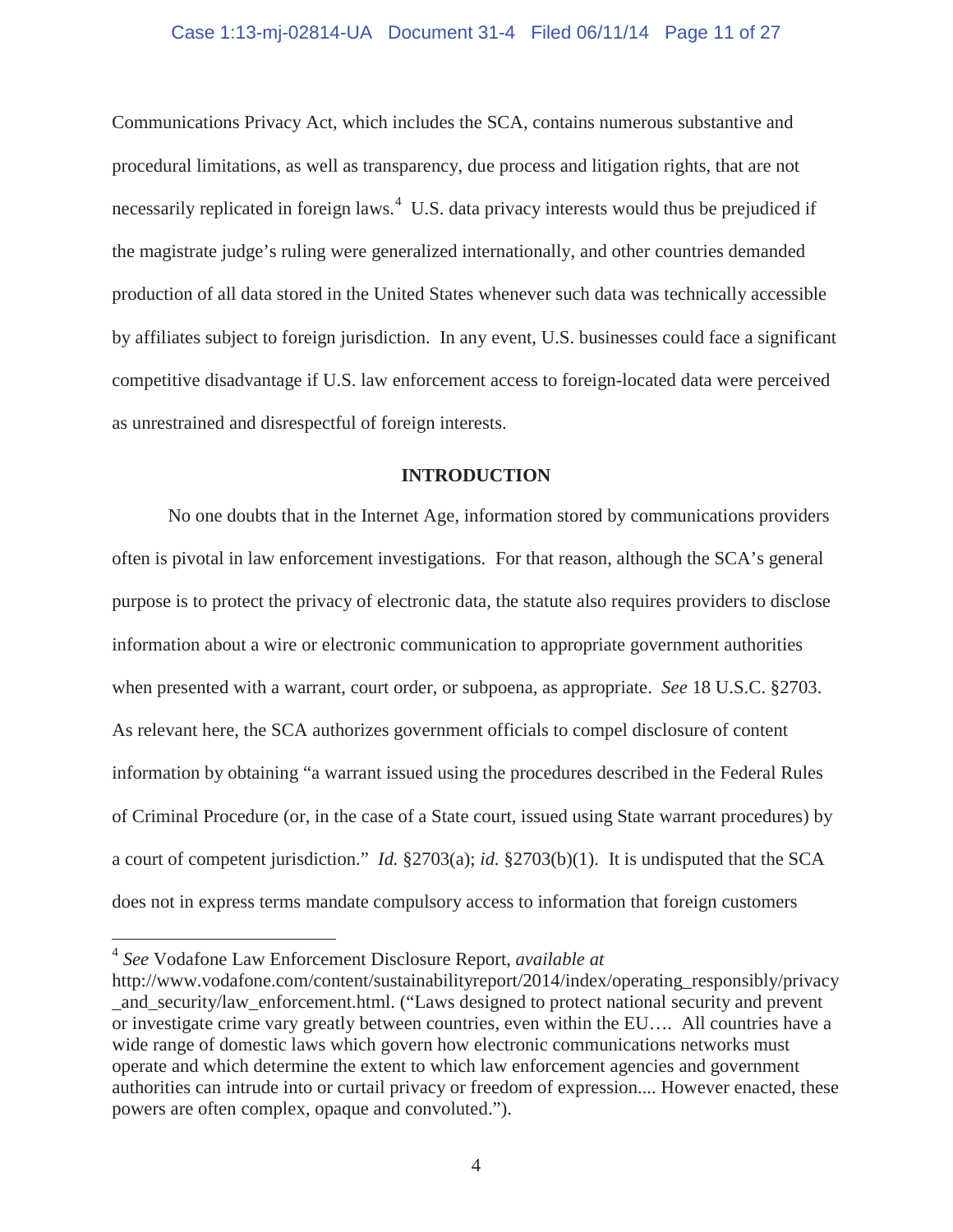Communications Privacy Act, which includes the SCA, contains numerous substantive and procedural limitations, as well as transparency, due process and litigation rights, that are not necessarily replicated in foreign laws.[4] U.S. data privacy interests would thus be prejudiced if the magistrate judge's ruling were generalized internationally, and other countries demanded production of all data stored in the United States whenever such data was technically accessible by affiliates subject to foreign jurisdiction. In any event, U.S. businesses could face a significant competitive disadvantage if U.S. law enforcement access to foreign-located data were perceived as unrestrained and disrespectful of foreign interests.

## INTRODUCTION

No one doubts that in the Internet Age, information stored by communications providers often is pivotal in law enforcement investigations. For that reason, although the SCA's general purpose is to protect the privacy of electronic data, the statute also requires providers to disclose information about a wire or electronic communication to appropriate government authorities when presented with a warrant, court order, or subpoena, as appropriate. *See* 18 U.S.C. §2703. As relevant here, the SCA authorizes government officials to compel disclosure of content information by obtaining "a warrant issued using the procedures described in the Federal Rules of Criminal Procedure (or, in the case of a State court, issued using State warrant procedures) by a court of competent jurisdiction." *Id.* §2703(a); *id.* §2703(b)(1). It is undisputed that the SCA does not in express terms mandate compulsory access to information that foreign customers

---

[4] *See* Vodafone Law Enforcement Disclosure Report, *available at* http://www.vodafone.com/content/sustainabilityreport/2014/index/operating_responsibly/privacy_and_security/law_enforcement.html. ("Laws designed to protect national security and prevent or investigate crime vary greatly between countries, even within the EU…. All countries have a wide range of domestic laws which govern how electronic communications networks must operate and which determine the extent to which law enforcement agencies and government authorities can intrude into or curtail privacy or freedom of expression.... However enacted, these powers are often complex, opaque and convoluted.").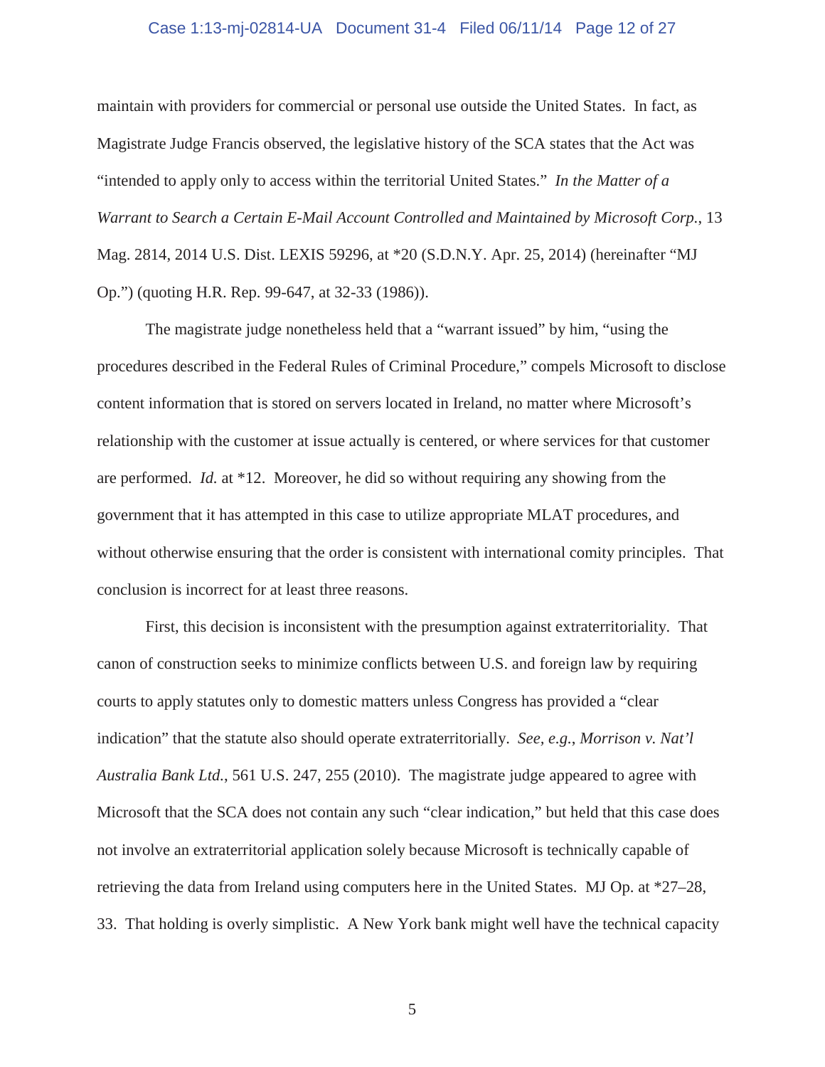maintain with providers for commercial or personal use outside the United States. In fact, as Magistrate Judge Francis observed, the legislative history of the SCA states that the Act was "intended to apply only to access within the territorial United States." *In the Matter of a Warrant to Search a Certain E-Mail Account Controlled and Maintained by Microsoft Corp.*, 13 Mag. 2814, 2014 U.S. Dist. LEXIS 59296, at *20 (S.D.N.Y. Apr. 25, 2014) (hereinafter "MJ Op.") (quoting H.R. Rep. 99-647, at 32-33 (1986)).

The magistrate judge nonetheless held that a "warrant issued" by him, "using the procedures described in the Federal Rules of Criminal Procedure," compels Microsoft to disclose content information that is stored on servers located in Ireland, no matter where Microsoft's relationship with the customer at issue actually is centered, or where services for that customer are performed. *Id.* at *12. Moreover, he did so without requiring any showing from the government that it has attempted in this case to utilize appropriate MLAT procedures, and without otherwise ensuring that the order is consistent with international comity principles. That conclusion is incorrect for at least three reasons.

First, this decision is inconsistent with the presumption against extraterritoriality. That canon of construction seeks to minimize conflicts between U.S. and foreign law by requiring courts to apply statutes only to domestic matters unless Congress has provided a "clear indication" that the statute also should operate extraterritorially. *See, e.g.*, *Morrison v. Nat'l Australia Bank Ltd.*, 561 U.S. 247, 255 (2010). The magistrate judge appeared to agree with Microsoft that the SCA does not contain any such "clear indication," but held that this case does not involve an extraterritorial application solely because Microsoft is technically capable of retrieving the data from Ireland using computers here in the United States. MJ Op. at *27–28, 33. That holding is overly simplistic. A New York bank might well have the technical capacity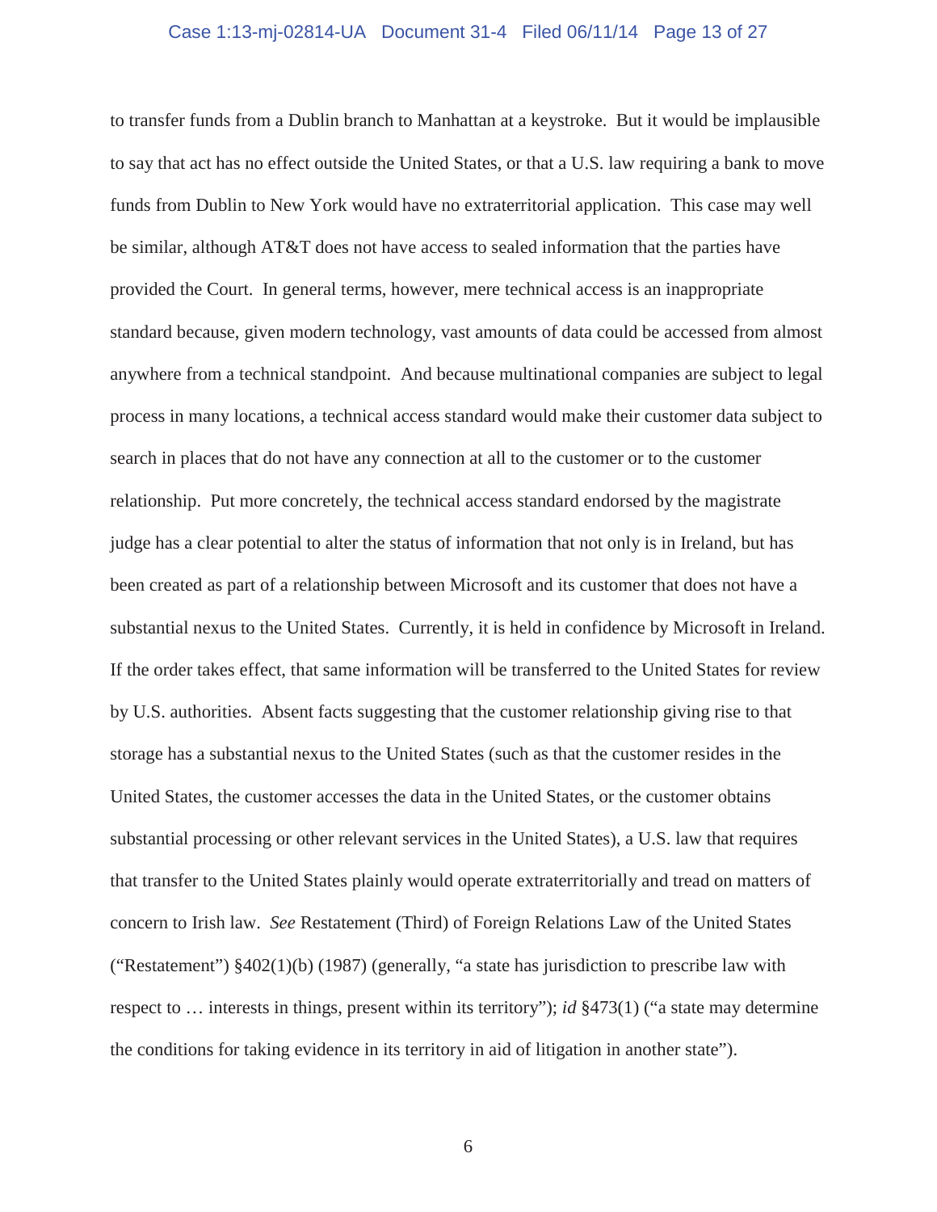to transfer funds from a Dublin branch to Manhattan at a keystroke. But it would be implausible to say that act has no effect outside the United States, or that a U.S. law requiring a bank to move funds from Dublin to New York would have no extraterritorial application. This case may well be similar, although AT&T does not have access to sealed information that the parties have provided the Court. In general terms, however, mere technical access is an inappropriate standard because, given modern technology, vast amounts of data could be accessed from almost anywhere from a technical standpoint. And because multinational companies are subject to legal process in many locations, a technical access standard would make their customer data subject to search in places that do not have any connection at all to the customer or to the customer relationship. Put more concretely, the technical access standard endorsed by the magistrate judge has a clear potential to alter the status of information that not only is in Ireland, but has been created as part of a relationship between Microsoft and its customer that does not have a substantial nexus to the United States. Currently, it is held in confidence by Microsoft in Ireland. If the order takes effect, that same information will be transferred to the United States for review by U.S. authorities. Absent facts suggesting that the customer relationship giving rise to that storage has a substantial nexus to the United States (such as that the customer resides in the United States, the customer accesses the data in the United States, or the customer obtains substantial processing or other relevant services in the United States), a U.S. law that requires that transfer to the United States plainly would operate extraterritorially and tread on matters of concern to Irish law. *See* Restatement (Third) of Foreign Relations Law of the United States ("Restatement") §402(1)(b) (1987) (generally, "a state has jurisdiction to prescribe law with respect to … interests in things, present within its territory"); *id* §473(1) ("a state may determine the conditions for taking evidence in its territory in aid of litigation in another state").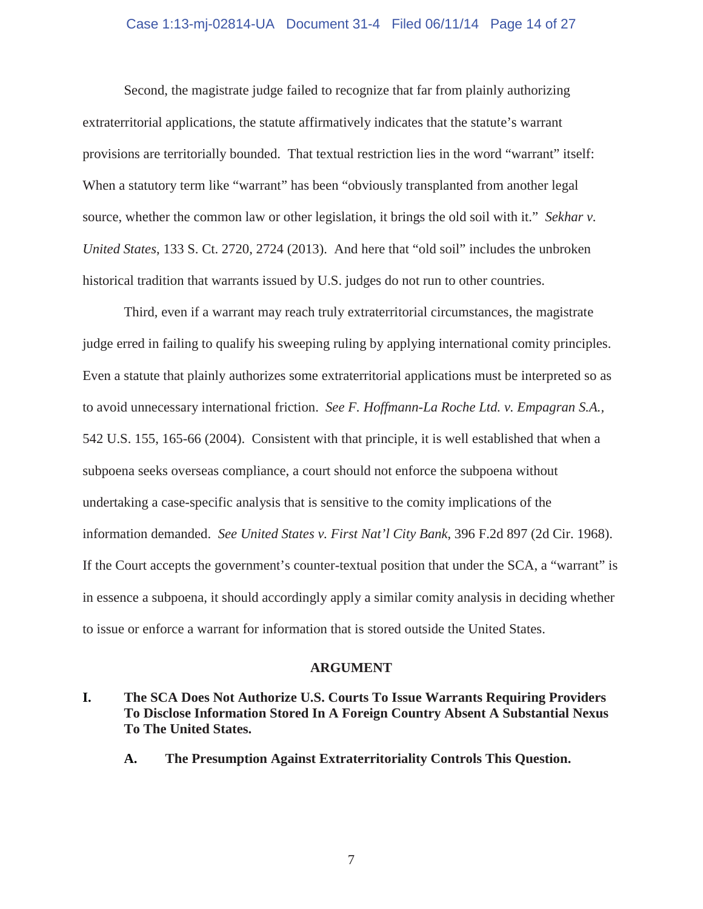Second, the magistrate judge failed to recognize that far from plainly authorizing extraterritorial applications, the statute affirmatively indicates that the statute's warrant provisions are territorially bounded. That textual restriction lies in the word "warrant" itself: When a statutory term like "warrant" has been "obviously transplanted from another legal source, whether the common law or other legislation, it brings the old soil with it." *Sekhar v. United States*, 133 S. Ct. 2720, 2724 (2013). And here that "old soil" includes the unbroken historical tradition that warrants issued by U.S. judges do not run to other countries.

Third, even if a warrant may reach truly extraterritorial circumstances, the magistrate judge erred in failing to qualify his sweeping ruling by applying international comity principles. Even a statute that plainly authorizes some extraterritorial applications must be interpreted so as to avoid unnecessary international friction. *See F. Hoffmann-La Roche Ltd. v. Empagran S.A.*, 542 U.S. 155, 165-66 (2004). Consistent with that principle, it is well established that when a subpoena seeks overseas compliance, a court should not enforce the subpoena without undertaking a case-specific analysis that is sensitive to the comity implications of the information demanded. *See United States v. First Nat'l City Bank*, 396 F.2d 897 (2d Cir. 1968). If the Court accepts the government's counter-textual position that under the SCA, a "warrant" is in essence a subpoena, it should accordingly apply a similar comity analysis in deciding whether to issue or enforce a warrant for information that is stored outside the United States.

## ARGUMENT

### I. The SCA Does Not Authorize U.S. Courts To Issue Warrants Requiring Providers To Disclose Information Stored In A Foreign Country Absent A Substantial Nexus To The United States.

#### A. The Presumption Against Extraterritoriality Controls This Question.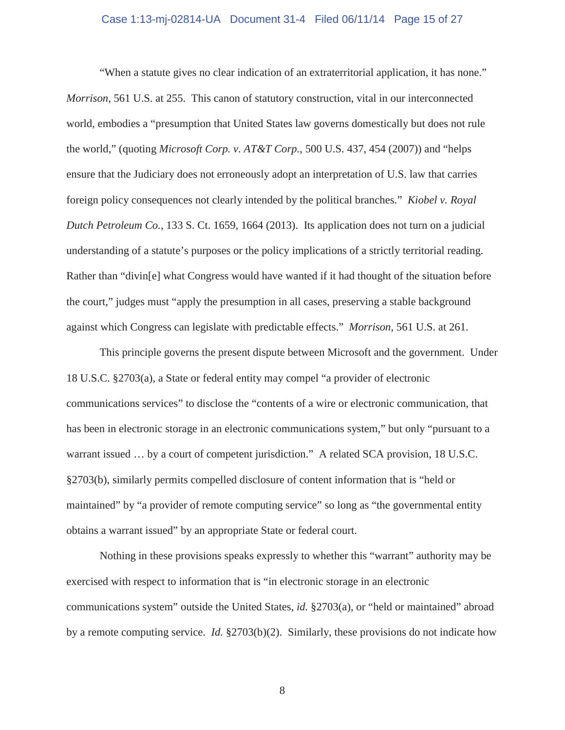"When a statute gives no clear indication of an extraterritorial application, it has none." *Morrison*, 561 U.S. at 255. This canon of statutory construction, vital in our interconnected world, embodies a "presumption that United States law governs domestically but does not rule the world," (quoting *Microsoft Corp. v. AT&T Corp.*, 500 U.S. 437, 454 (2007)) and "helps ensure that the Judiciary does not erroneously adopt an interpretation of U.S. law that carries foreign policy consequences not clearly intended by the political branches." *Kiobel v. Royal Dutch Petroleum Co.*, 133 S. Ct. 1659, 1664 (2013). Its application does not turn on a judicial understanding of a statute's purposes or the policy implications of a strictly territorial reading. Rather than "divin[e] what Congress would have wanted if it had thought of the situation before the court," judges must "apply the presumption in all cases, preserving a stable background against which Congress can legislate with predictable effects." *Morrison*, 561 U.S. at 261.

This principle governs the present dispute between Microsoft and the government. Under 18 U.S.C. §2703(a), a State or federal entity may compel "a provider of electronic communications services" to disclose the "contents of a wire or electronic communication, that has been in electronic storage in an electronic communications system," but only "pursuant to a warrant issued … by a court of competent jurisdiction." A related SCA provision, 18 U.S.C. §2703(b), similarly permits compelled disclosure of content information that is "held or maintained" by "a provider of remote computing service" so long as "the governmental entity obtains a warrant issued" by an appropriate State or federal court.

Nothing in these provisions speaks expressly to whether this "warrant" authority may be exercised with respect to information that is "in electronic storage in an electronic communications system" outside the United States, *id.* §2703(a), or "held or maintained" abroad by a remote computing service. *Id.* §2703(b)(2). Similarly, these provisions do not indicate how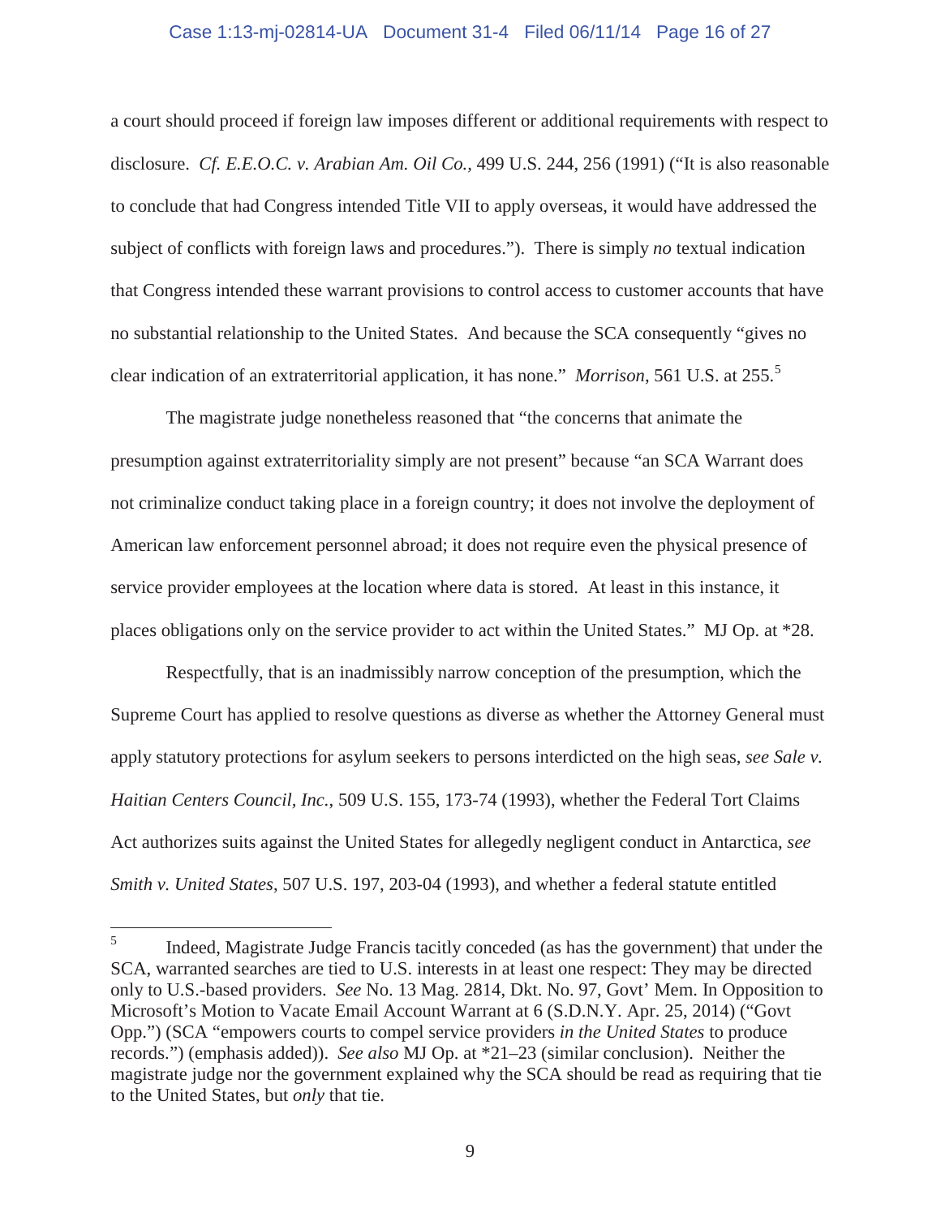a court should proceed if foreign law imposes different or additional requirements with respect to disclosure. *Cf. E.E.O.C. v. Arabian Am. Oil Co.*, 499 U.S. 244, 256 (1991) ("It is also reasonable to conclude that had Congress intended Title VII to apply overseas, it would have addressed the subject of conflicts with foreign laws and procedures."). There is simply *no* textual indication that Congress intended these warrant provisions to control access to customer accounts that have no substantial relationship to the United States. And because the SCA consequently "gives no clear indication of an extraterritorial application, it has none." *Morrison*, 561 U.S. at 255.[5]

The magistrate judge nonetheless reasoned that "the concerns that animate the presumption against extraterritoriality simply are not present" because "an SCA Warrant does not criminalize conduct taking place in a foreign country; it does not involve the deployment of American law enforcement personnel abroad; it does not require even the physical presence of service provider employees at the location where data is stored. At least in this instance, it places obligations only on the service provider to act within the United States." MJ Op. at *28.

Respectfully, that is an inadmissibly narrow conception of the presumption, which the Supreme Court has applied to resolve questions as diverse as whether the Attorney General must apply statutory protections for asylum seekers to persons interdicted on the high seas, *see Sale v. Haitian Centers Council*, *Inc*., 509 U.S. 155, 173-74 (1993), whether the Federal Tort Claims Act authorizes suits against the United States for allegedly negligent conduct in Antarctica, *see Smith v. United States*, 507 U.S. 197, 203-04 (1993), and whether a federal statute entitled

[5] Indeed, Magistrate Judge Francis tacitly conceded (as has the government) that under the SCA, warranted searches are tied to U.S. interests in at least one respect: They may be directed only to U.S.-based providers. *See* No. 13 Mag. 2814, Dkt. No. 97, Govt' Mem. In Opposition to Microsoft's Motion to Vacate Email Account Warrant at 6 (S.D.N.Y. Apr. 25, 2014) ("Govt Opp.") (SCA "empowers courts to compel service providers *in the United States* to produce records.") (emphasis added)). *See also* MJ Op. at *21–23 (similar conclusion). Neither the magistrate judge nor the government explained why the SCA should be read as requiring that tie to the United States, but *only* that tie.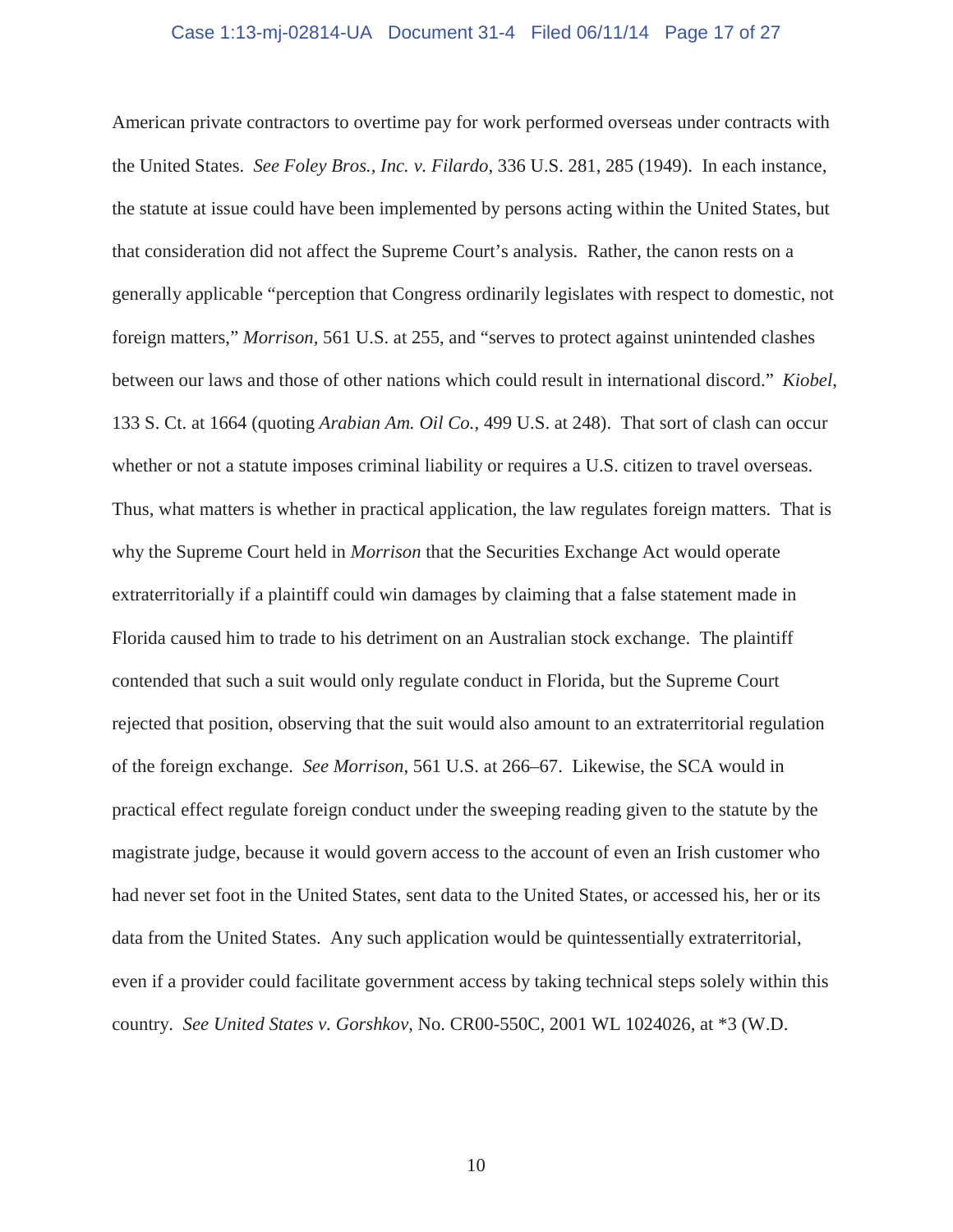American private contractors to overtime pay for work performed overseas under contracts with the United States. *See Foley Bros., Inc. v. Filardo*, 336 U.S. 281, 285 (1949). In each instance, the statute at issue could have been implemented by persons acting within the United States, but that consideration did not affect the Supreme Court's analysis. Rather, the canon rests on a generally applicable "perception that Congress ordinarily legislates with respect to domestic, not foreign matters," *Morrison*, 561 U.S. at 255, and "serves to protect against unintended clashes between our laws and those of other nations which could result in international discord." *Kiobel*, 133 S. Ct. at 1664 (quoting *Arabian Am. Oil Co.*, 499 U.S. at 248). That sort of clash can occur whether or not a statute imposes criminal liability or requires a U.S. citizen to travel overseas. Thus, what matters is whether in practical application, the law regulates foreign matters. That is why the Supreme Court held in *Morrison* that the Securities Exchange Act would operate extraterritorially if a plaintiff could win damages by claiming that a false statement made in Florida caused him to trade to his detriment on an Australian stock exchange. The plaintiff contended that such a suit would only regulate conduct in Florida, but the Supreme Court rejected that position, observing that the suit would also amount to an extraterritorial regulation of the foreign exchange. *See Morrison*, 561 U.S. at 266–67. Likewise, the SCA would in practical effect regulate foreign conduct under the sweeping reading given to the statute by the magistrate judge, because it would govern access to the account of even an Irish customer who had never set foot in the United States, sent data to the United States, or accessed his, her or its data from the United States. Any such application would be quintessentially extraterritorial, even if a provider could facilitate government access by taking technical steps solely within this country. *See United States v. Gorshkov*, No. CR00-550C, 2001 WL 1024026, at *3 (W.D.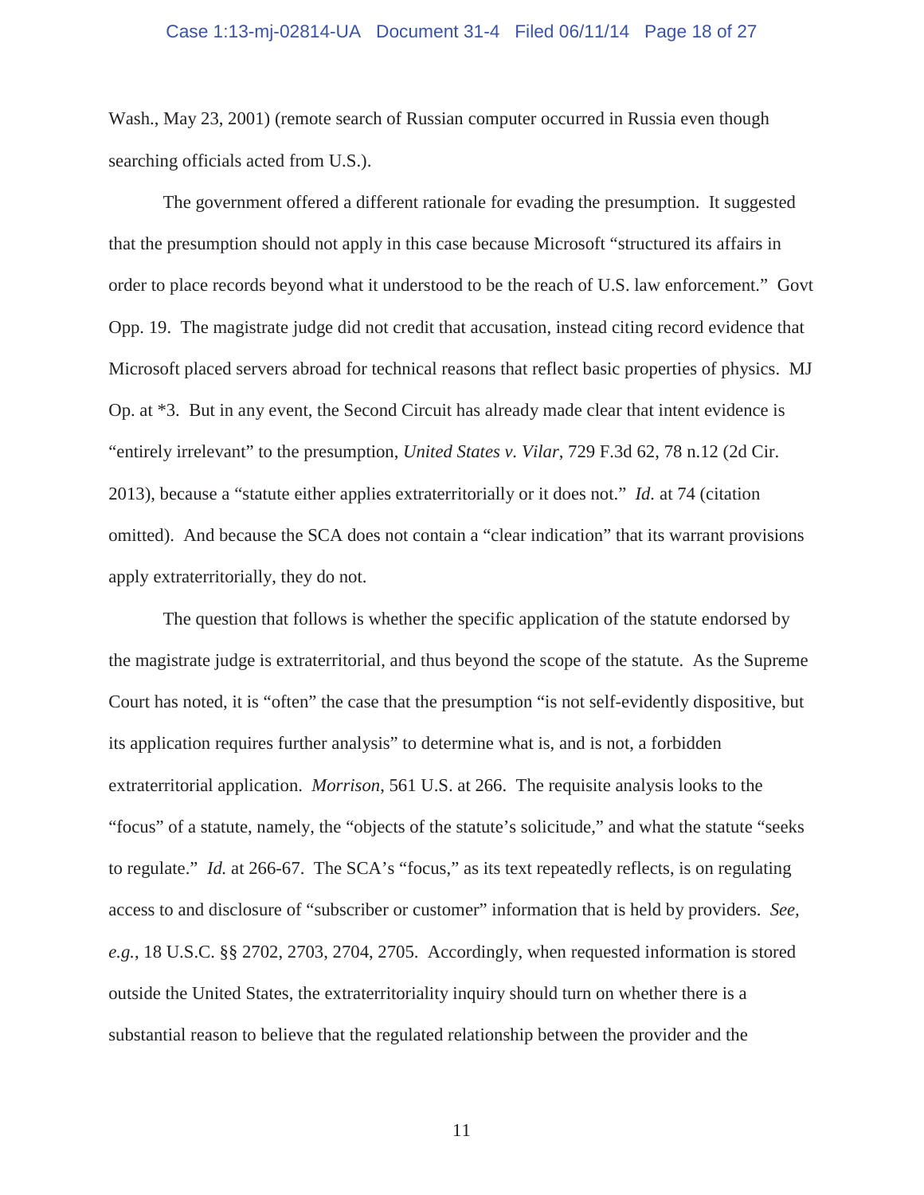Wash., May 23, 2001) (remote search of Russian computer occurred in Russia even though searching officials acted from U.S.).

The government offered a different rationale for evading the presumption. It suggested that the presumption should not apply in this case because Microsoft "structured its affairs in order to place records beyond what it understood to be the reach of U.S. law enforcement." Govt Opp. 19. The magistrate judge did not credit that accusation, instead citing record evidence that Microsoft placed servers abroad for technical reasons that reflect basic properties of physics. MJ Op. at *3. But in any event, the Second Circuit has already made clear that intent evidence is "entirely irrelevant" to the presumption, *United States v. Vilar*, 729 F.3d 62, 78 n.12 (2d Cir. 2013), because a "statute either applies extraterritorially or it does not." *Id.* at 74 (citation omitted). And because the SCA does not contain a "clear indication" that its warrant provisions apply extraterritorially, they do not.

The question that follows is whether the specific application of the statute endorsed by the magistrate judge is extraterritorial, and thus beyond the scope of the statute. As the Supreme Court has noted, it is "often" the case that the presumption "is not self-evidently dispositive, but its application requires further analysis" to determine what is, and is not, a forbidden extraterritorial application. *Morrison*, 561 U.S. at 266. The requisite analysis looks to the "focus" of a statute, namely, the "objects of the statute's solicitude," and what the statute "seeks to regulate." *Id.* at 266-67. The SCA's "focus," as its text repeatedly reflects, is on regulating access to and disclosure of "subscriber or customer" information that is held by providers. *See, e.g.*, 18 U.S.C. §§ 2702, 2703, 2704, 2705. Accordingly, when requested information is stored outside the United States, the extraterritoriality inquiry should turn on whether there is a substantial reason to believe that the regulated relationship between the provider and the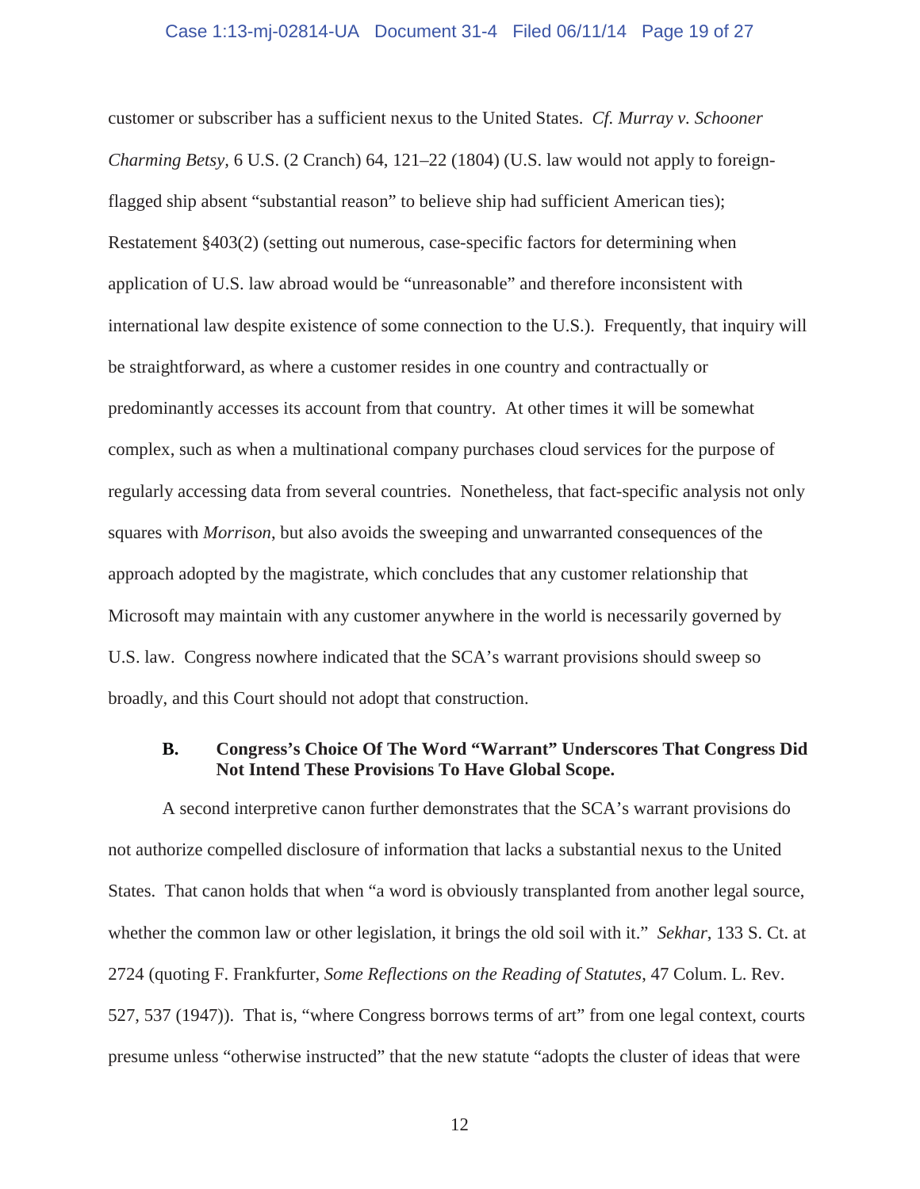customer or subscriber has a sufficient nexus to the United States. *Cf. Murray v. Schooner Charming Betsy*, 6 U.S. (2 Cranch) 64, 121–22 (1804) (U.S. law would not apply to foreign-flagged ship absent "substantial reason" to believe ship had sufficient American ties); Restatement §403(2) (setting out numerous, case-specific factors for determining when application of U.S. law abroad would be "unreasonable" and therefore inconsistent with international law despite existence of some connection to the U.S.). Frequently, that inquiry will be straightforward, as where a customer resides in one country and contractually or predominantly accesses its account from that country. At other times it will be somewhat complex, such as when a multinational company purchases cloud services for the purpose of regularly accessing data from several countries. Nonetheless, that fact-specific analysis not only squares with *Morrison*, but also avoids the sweeping and unwarranted consequences of the approach adopted by the magistrate, which concludes that any customer relationship that Microsoft may maintain with any customer anywhere in the world is necessarily governed by U.S. law. Congress nowhere indicated that the SCA's warrant provisions should sweep so broadly, and this Court should not adopt that construction.

### B. Congress's Choice Of The Word "Warrant" Underscores That Congress Did Not Intend These Provisions To Have Global Scope.

A second interpretive canon further demonstrates that the SCA's warrant provisions do not authorize compelled disclosure of information that lacks a substantial nexus to the United States. That canon holds that when "a word is obviously transplanted from another legal source, whether the common law or other legislation, it brings the old soil with it." *Sekhar*, 133 S. Ct. at 2724 (quoting F. Frankfurter, *Some Reflections on the Reading of Statutes*, 47 Colum. L. Rev. 527, 537 (1947)). That is, "where Congress borrows terms of art" from one legal context, courts presume unless "otherwise instructed" that the new statute "adopts the cluster of ideas that were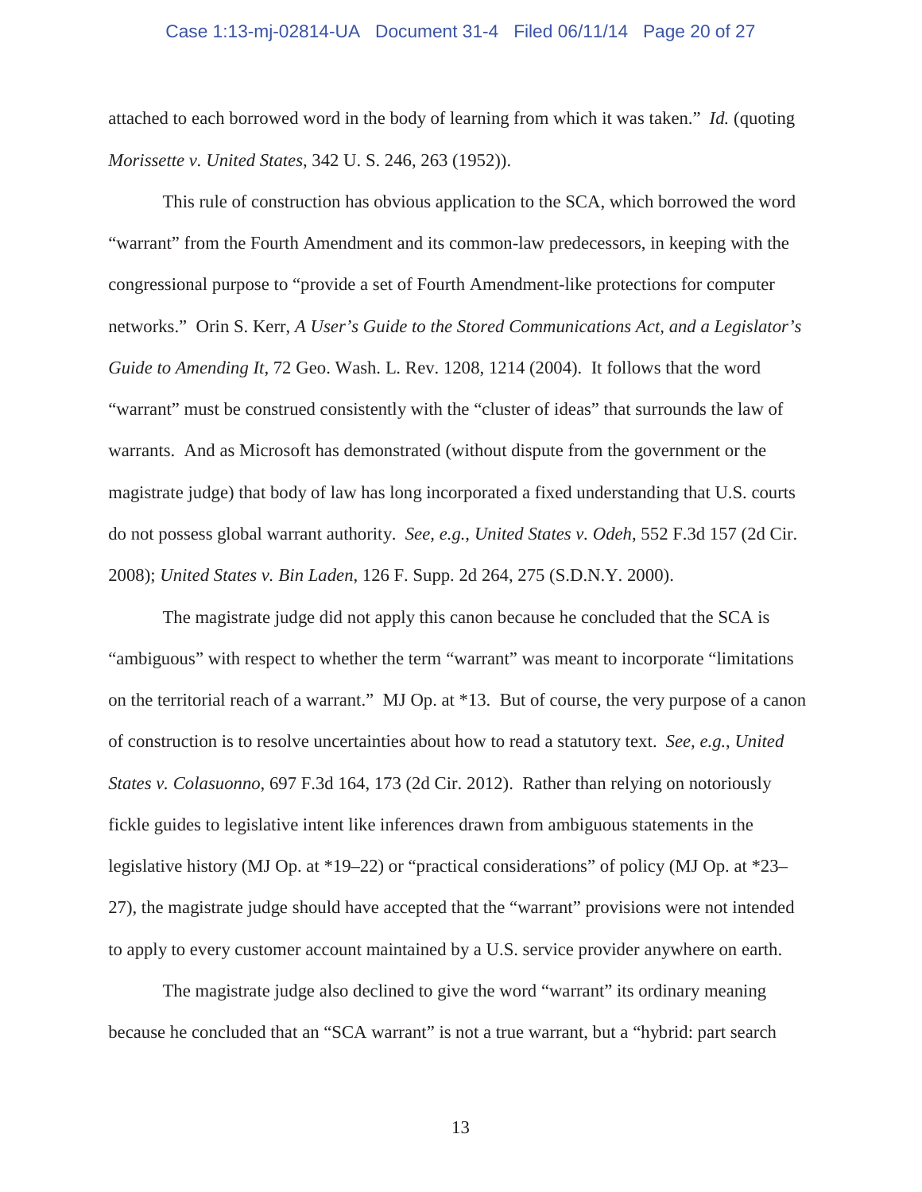attached to each borrowed word in the body of learning from which it was taken." *Id.* (quoting *Morissette v. United States*, 342 U. S. 246, 263 (1952)).

This rule of construction has obvious application to the SCA, which borrowed the word "warrant" from the Fourth Amendment and its common-law predecessors, in keeping with the congressional purpose to "provide a set of Fourth Amendment-like protections for computer networks." Orin S. Kerr, *A User's Guide to the Stored Communications Act, and a Legislator's Guide to Amending It*, 72 Geo. Wash. L. Rev. 1208, 1214 (2004). It follows that the word "warrant" must be construed consistently with the "cluster of ideas" that surrounds the law of warrants. And as Microsoft has demonstrated (without dispute from the government or the magistrate judge) that body of law has long incorporated a fixed understanding that U.S. courts do not possess global warrant authority. *See, e.g.*, *United States v. Odeh*, 552 F.3d 157 (2d Cir. 2008); *United States v. Bin Laden*, 126 F. Supp. 2d 264, 275 (S.D.N.Y. 2000).

The magistrate judge did not apply this canon because he concluded that the SCA is "ambiguous" with respect to whether the term "warrant" was meant to incorporate "limitations on the territorial reach of a warrant." MJ Op. at *13. But of course, the very purpose of a canon of construction is to resolve uncertainties about how to read a statutory text. *See, e.g.*, *United States v. Colasuonno*, 697 F.3d 164, 173 (2d Cir. 2012). Rather than relying on notoriously fickle guides to legislative intent like inferences drawn from ambiguous statements in the legislative history (MJ Op. at *19–22) or "practical considerations" of policy (MJ Op. at *23–27), the magistrate judge should have accepted that the "warrant" provisions were not intended to apply to every customer account maintained by a U.S. service provider anywhere on earth.

The magistrate judge also declined to give the word "warrant" its ordinary meaning because he concluded that an "SCA warrant" is not a true warrant, but a "hybrid: part search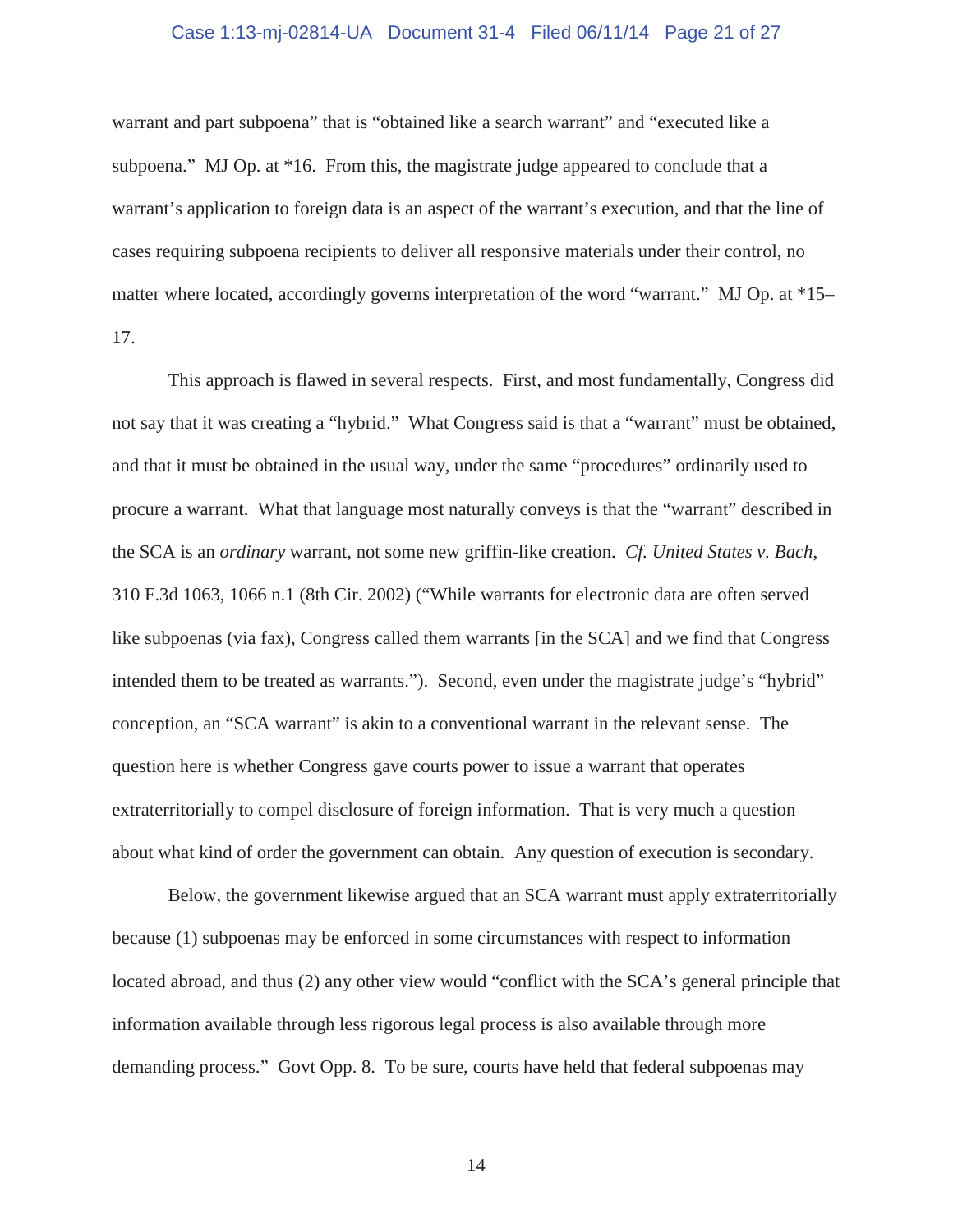warrant and part subpoena" that is "obtained like a search warrant" and "executed like a subpoena." MJ Op. at *16. From this, the magistrate judge appeared to conclude that a warrant's application to foreign data is an aspect of the warrant's execution, and that the line of cases requiring subpoena recipients to deliver all responsive materials under their control, no matter where located, accordingly governs interpretation of the word "warrant." MJ Op. at *15–17.

This approach is flawed in several respects. First, and most fundamentally, Congress did not say that it was creating a "hybrid." What Congress said is that a "warrant" must be obtained, and that it must be obtained in the usual way, under the same "procedures" ordinarily used to procure a warrant. What that language most naturally conveys is that the "warrant" described in the SCA is an *ordinary* warrant, not some new griffin-like creation. *Cf. United States v. Bach*, 310 F.3d 1063, 1066 n.1 (8th Cir. 2002) ("While warrants for electronic data are often served like subpoenas (via fax), Congress called them warrants [in the SCA] and we find that Congress intended them to be treated as warrants."). Second, even under the magistrate judge's "hybrid" conception, an "SCA warrant" is akin to a conventional warrant in the relevant sense. The question here is whether Congress gave courts power to issue a warrant that operates extraterritorially to compel disclosure of foreign information. That is very much a question about what kind of order the government can obtain. Any question of execution is secondary.

Below, the government likewise argued that an SCA warrant must apply extraterritorially because (1) subpoenas may be enforced in some circumstances with respect to information located abroad, and thus (2) any other view would "conflict with the SCA's general principle that information available through less rigorous legal process is also available through more demanding process." Govt Opp. 8. To be sure, courts have held that federal subpoenas may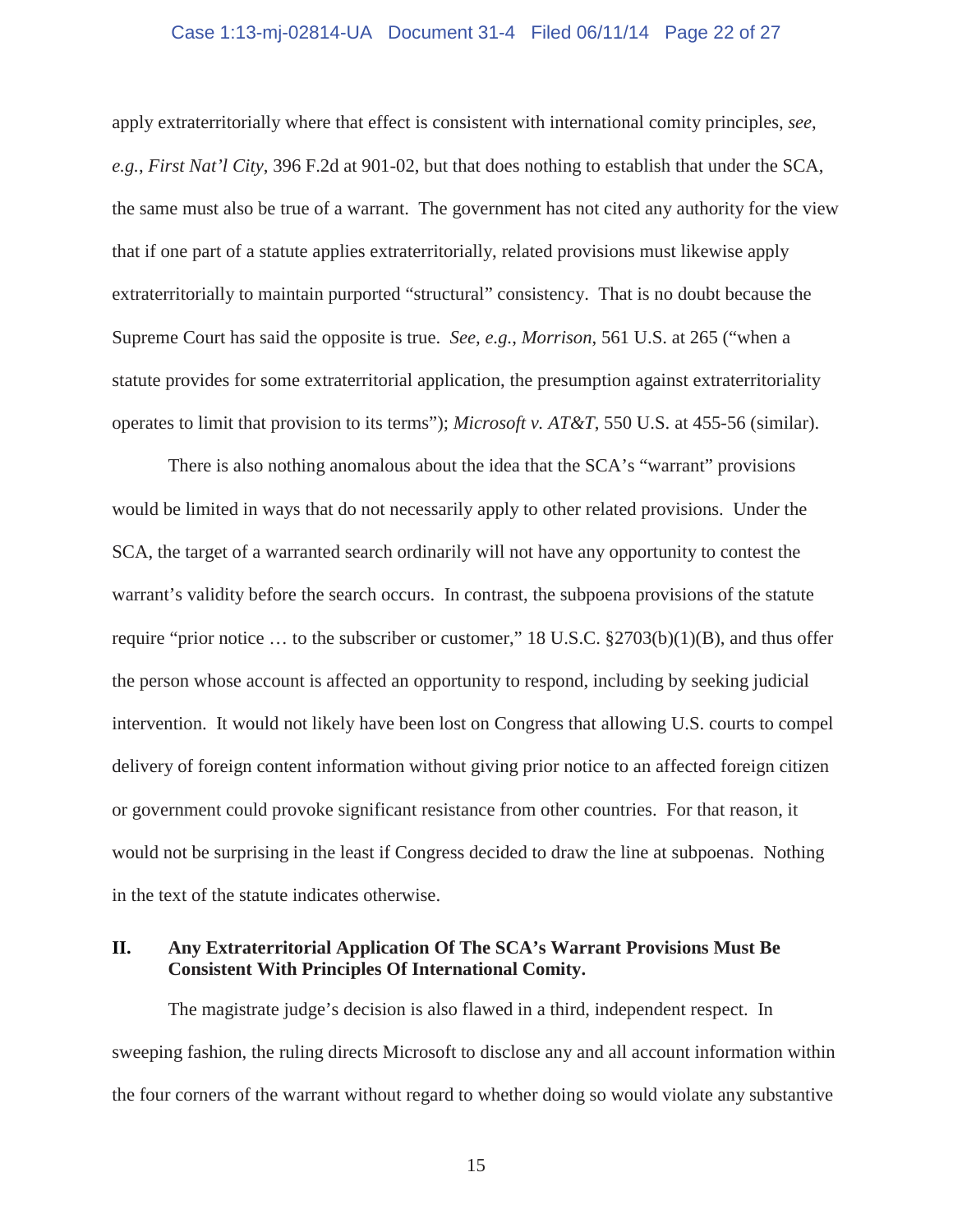apply extraterritorially where that effect is consistent with international comity principles, *see, e.g.*, *First Nat'l City*, 396 F.2d at 901-02, but that does nothing to establish that under the SCA, the same must also be true of a warrant. The government has not cited any authority for the view that if one part of a statute applies extraterritorially, related provisions must likewise apply extraterritorially to maintain purported "structural" consistency. That is no doubt because the Supreme Court has said the opposite is true. *See, e.g.*, *Morrison*, 561 U.S. at 265 ("when a statute provides for some extraterritorial application, the presumption against extraterritoriality operates to limit that provision to its terms"); *Microsoft v. AT&T*, 550 U.S. at 455-56 (similar).

There is also nothing anomalous about the idea that the SCA's "warrant" provisions would be limited in ways that do not necessarily apply to other related provisions. Under the SCA, the target of a warranted search ordinarily will not have any opportunity to contest the warrant's validity before the search occurs. In contrast, the subpoena provisions of the statute require "prior notice … to the subscriber or customer," 18 U.S.C. §2703(b)(1)(B), and thus offer the person whose account is affected an opportunity to respond, including by seeking judicial intervention. It would not likely have been lost on Congress that allowing U.S. courts to compel delivery of foreign content information without giving prior notice to an affected foreign citizen or government could provoke significant resistance from other countries. For that reason, it would not be surprising in the least if Congress decided to draw the line at subpoenas. Nothing in the text of the statute indicates otherwise.

## II. Any Extraterritorial Application Of The SCA's Warrant Provisions Must Be Consistent With Principles Of International Comity.

The magistrate judge's decision is also flawed in a third, independent respect. In sweeping fashion, the ruling directs Microsoft to disclose any and all account information within the four corners of the warrant without regard to whether doing so would violate any substantive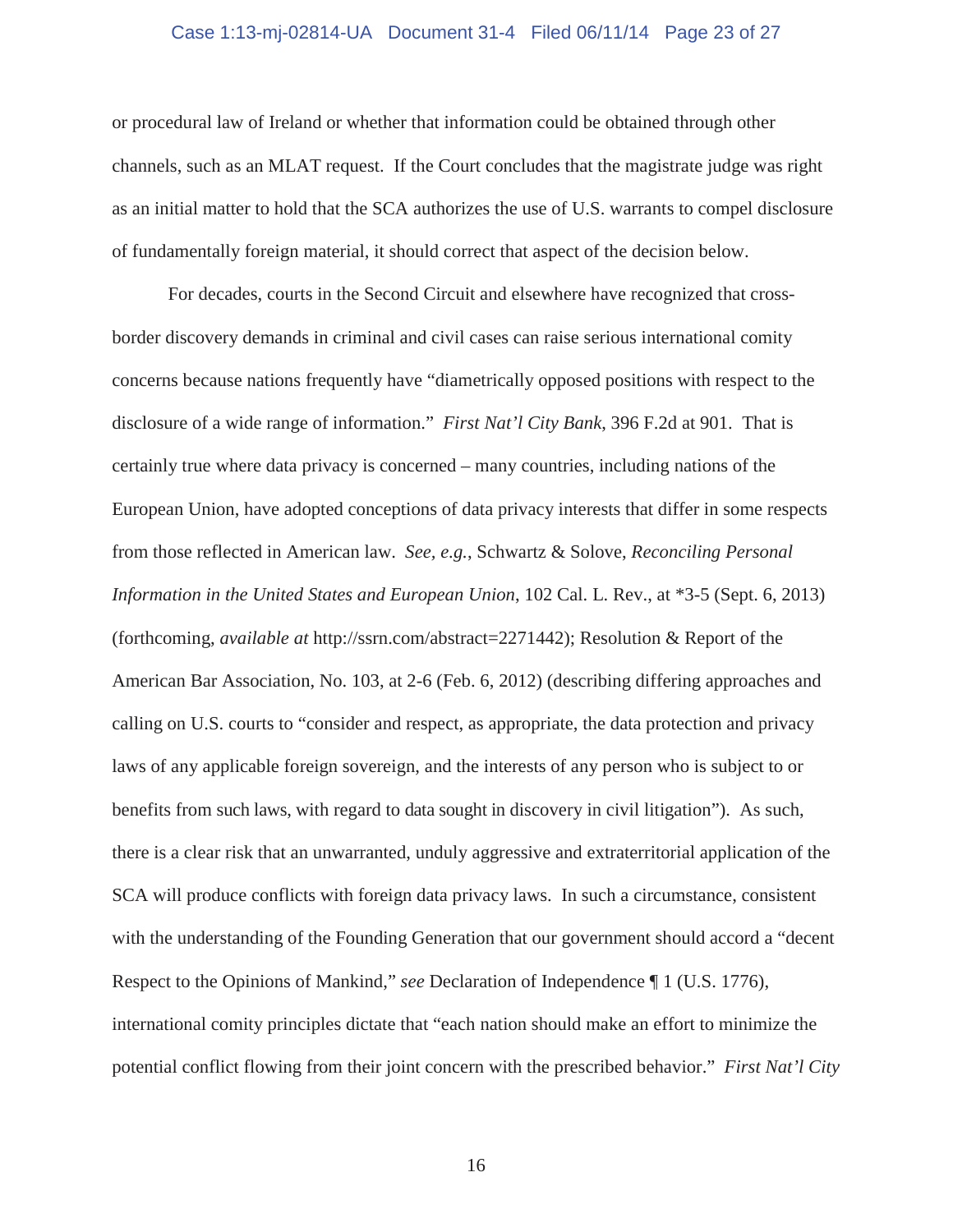or procedural law of Ireland or whether that information could be obtained through other channels, such as an MLAT request. If the Court concludes that the magistrate judge was right as an initial matter to hold that the SCA authorizes the use of U.S. warrants to compel disclosure of fundamentally foreign material, it should correct that aspect of the decision below.

For decades, courts in the Second Circuit and elsewhere have recognized that cross-border discovery demands in criminal and civil cases can raise serious international comity concerns because nations frequently have "diametrically opposed positions with respect to the disclosure of a wide range of information." *First Nat'l City Bank*, 396 F.2d at 901. That is certainly true where data privacy is concerned – many countries, including nations of the European Union, have adopted conceptions of data privacy interests that differ in some respects from those reflected in American law. *See, e.g.*, Schwartz & Solove, *Reconciling Personal Information in the United States and European Union*, 102 Cal. L. Rev., at *3-5 (Sept. 6, 2013) (forthcoming, *available at* http://ssrn.com/abstract=2271442); Resolution & Report of the American Bar Association, No. 103, at 2-6 (Feb. 6, 2012) (describing differing approaches and calling on U.S. courts to "consider and respect, as appropriate, the data protection and privacy laws of any applicable foreign sovereign, and the interests of any person who is subject to or benefits from such laws, with regard to data sought in discovery in civil litigation"). As such, there is a clear risk that an unwarranted, unduly aggressive and extraterritorial application of the SCA will produce conflicts with foreign data privacy laws. In such a circumstance, consistent with the understanding of the Founding Generation that our government should accord a "decent Respect to the Opinions of Mankind," *see* Declaration of Independence ¶ 1 (U.S. 1776), international comity principles dictate that "each nation should make an effort to minimize the potential conflict flowing from their joint concern with the prescribed behavior." *First Nat'l City*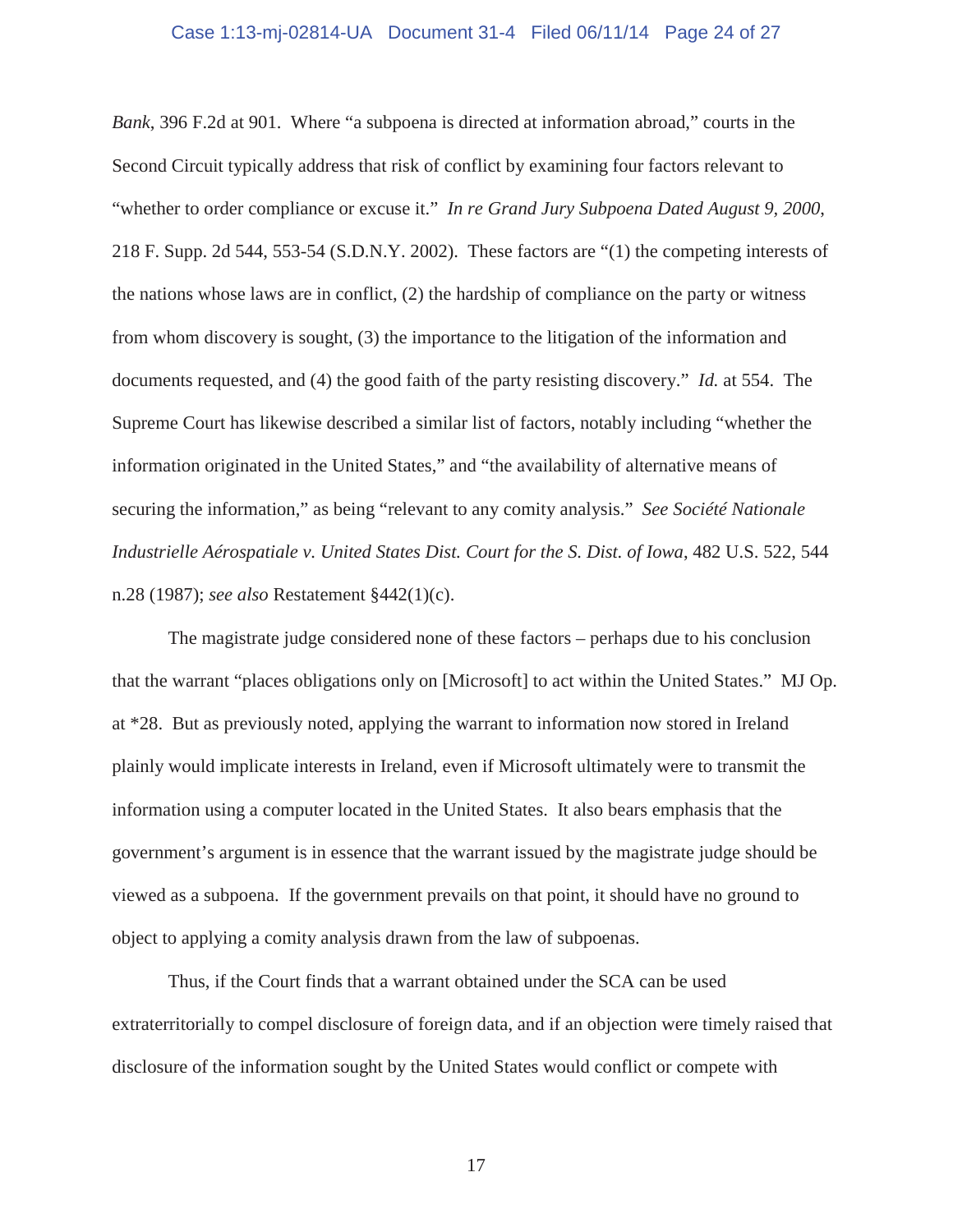*Bank*, 396 F.2d at 901. Where "a subpoena is directed at information abroad," courts in the Second Circuit typically address that risk of conflict by examining four factors relevant to "whether to order compliance or excuse it." *In re Grand Jury Subpoena Dated August 9, 2000*, 218 F. Supp. 2d 544, 553-54 (S.D.N.Y. 2002). These factors are "(1) the competing interests of the nations whose laws are in conflict, (2) the hardship of compliance on the party or witness from whom discovery is sought, (3) the importance to the litigation of the information and documents requested, and (4) the good faith of the party resisting discovery." *Id.* at 554. The Supreme Court has likewise described a similar list of factors, notably including "whether the information originated in the United States," and "the availability of alternative means of securing the information," as being "relevant to any comity analysis." *See Société Nationale Industrielle Aérospatiale v. United States Dist. Court for the S. Dist. of Iowa*, 482 U.S. 522, 544 n.28 (1987); *see also* Restatement §442(1)(c).

The magistrate judge considered none of these factors – perhaps due to his conclusion that the warrant "places obligations only on [Microsoft] to act within the United States." MJ Op. at *28. But as previously noted, applying the warrant to information now stored in Ireland plainly would implicate interests in Ireland, even if Microsoft ultimately were to transmit the information using a computer located in the United States. It also bears emphasis that the government's argument is in essence that the warrant issued by the magistrate judge should be viewed as a subpoena. If the government prevails on that point, it should have no ground to object to applying a comity analysis drawn from the law of subpoenas.

Thus, if the Court finds that a warrant obtained under the SCA can be used extraterritorially to compel disclosure of foreign data, and if an objection were timely raised that disclosure of the information sought by the United States would conflict or compete with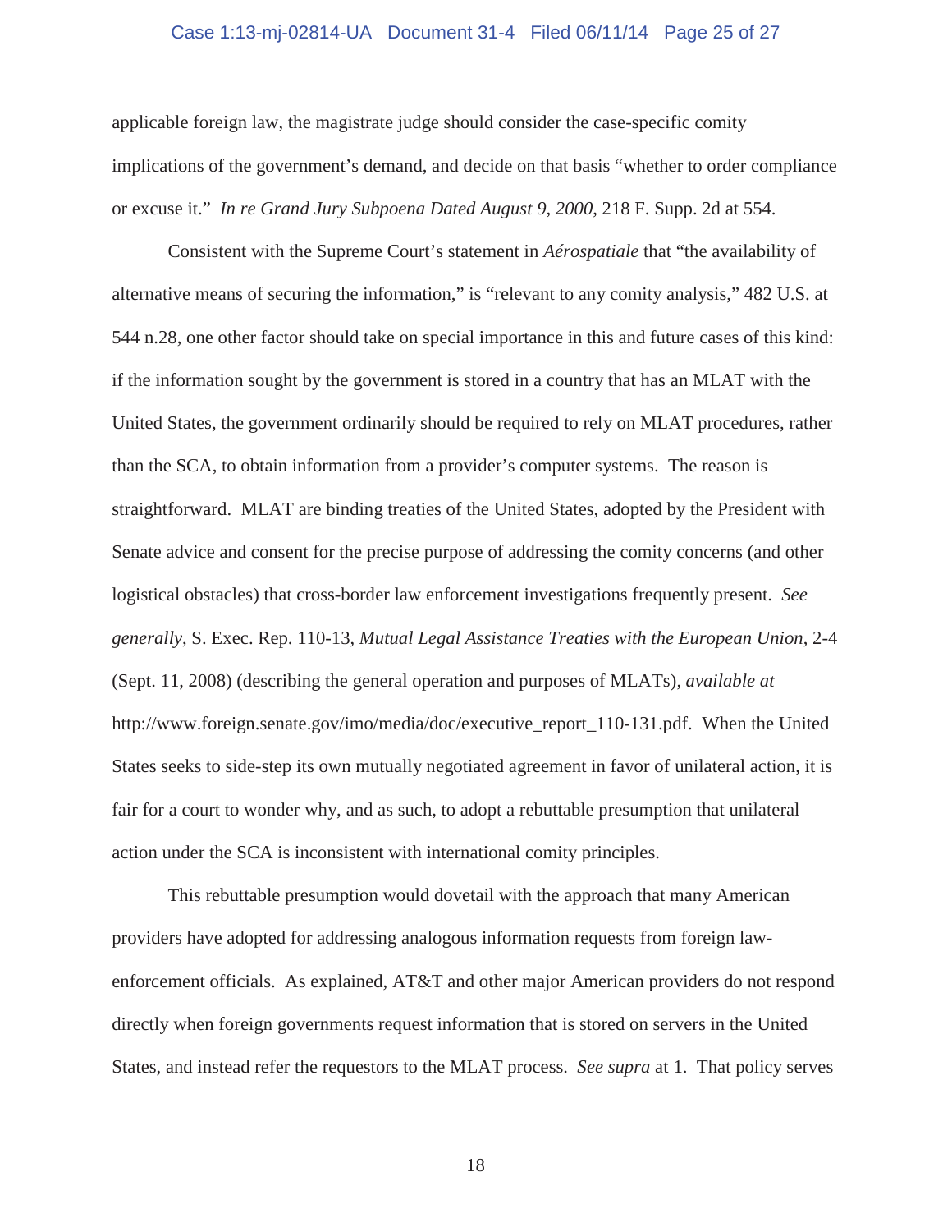applicable foreign law, the magistrate judge should consider the case-specific comity implications of the government's demand, and decide on that basis "whether to order compliance or excuse it." *In re Grand Jury Subpoena Dated August 9, 2000*, 218 F. Supp. 2d at 554.

Consistent with the Supreme Court's statement in *Aérospatiale* that "the availability of alternative means of securing the information," is "relevant to any comity analysis," 482 U.S. at 544 n.28, one other factor should take on special importance in this and future cases of this kind: if the information sought by the government is stored in a country that has an MLAT with the United States, the government ordinarily should be required to rely on MLAT procedures, rather than the SCA, to obtain information from a provider's computer systems. The reason is straightforward. MLAT are binding treaties of the United States, adopted by the President with Senate advice and consent for the precise purpose of addressing the comity concerns (and other logistical obstacles) that cross-border law enforcement investigations frequently present. *See generally*, S. Exec. Rep. 110-13, *Mutual Legal Assistance Treaties with the European Union*, 2-4 (Sept. 11, 2008) (describing the general operation and purposes of MLATs), *available at* http://www.foreign.senate.gov/imo/media/doc/executive_report_110-131.pdf. When the United States seeks to side-step its own mutually negotiated agreement in favor of unilateral action, it is fair for a court to wonder why, and as such, to adopt a rebuttable presumption that unilateral action under the SCA is inconsistent with international comity principles.

This rebuttable presumption would dovetail with the approach that many American providers have adopted for addressing analogous information requests from foreign law-enforcement officials. As explained, AT&T and other major American providers do not respond directly when foreign governments request information that is stored on servers in the United States, and instead refer the requestors to the MLAT process. *See supra* at 1. That policy serves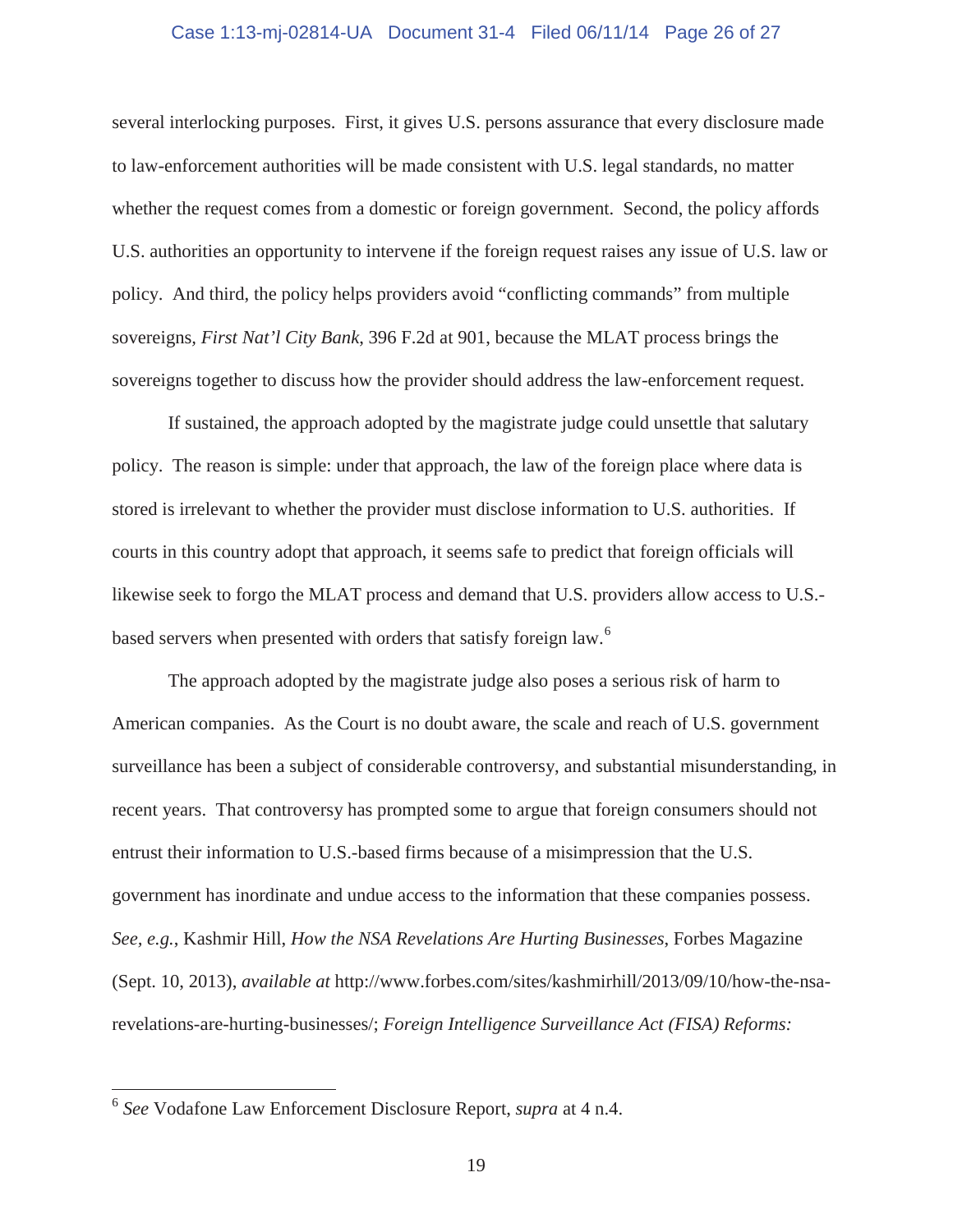several interlocking purposes. First, it gives U.S. persons assurance that every disclosure made to law-enforcement authorities will be made consistent with U.S. legal standards, no matter whether the request comes from a domestic or foreign government. Second, the policy affords U.S. authorities an opportunity to intervene if the foreign request raises any issue of U.S. law or policy. And third, the policy helps providers avoid "conflicting commands" from multiple sovereigns, *First Nat'l City Bank*, 396 F.2d at 901, because the MLAT process brings the sovereigns together to discuss how the provider should address the law-enforcement request.

If sustained, the approach adopted by the magistrate judge could unsettle that salutary policy. The reason is simple: under that approach, the law of the foreign place where data is stored is irrelevant to whether the provider must disclose information to U.S. authorities. If courts in this country adopt that approach, it seems safe to predict that foreign officials will likewise seek to forgo the MLAT process and demand that U.S. providers allow access to U.S.-based servers when presented with orders that satisfy foreign law.[6]

The approach adopted by the magistrate judge also poses a serious risk of harm to American companies. As the Court is no doubt aware, the scale and reach of U.S. government surveillance has been a subject of considerable controversy, and substantial misunderstanding, in recent years. That controversy has prompted some to argue that foreign consumers should not entrust their information to U.S.-based firms because of a misimpression that the U.S. government has inordinate and undue access to the information that these companies possess. *See, e.g.*, Kashmir Hill, *How the NSA Revelations Are Hurting Businesses*, Forbes Magazine (Sept. 10, 2013), *available at* http://www.forbes.com/sites/kashmirhill/2013/09/10/how-the-nsa-revelations-are-hurting-businesses/; *Foreign Intelligence Surveillance Act (FISA) Reforms:*

---

[6] *See* Vodafone Law Enforcement Disclosure Report, *supra* at 4 n.4.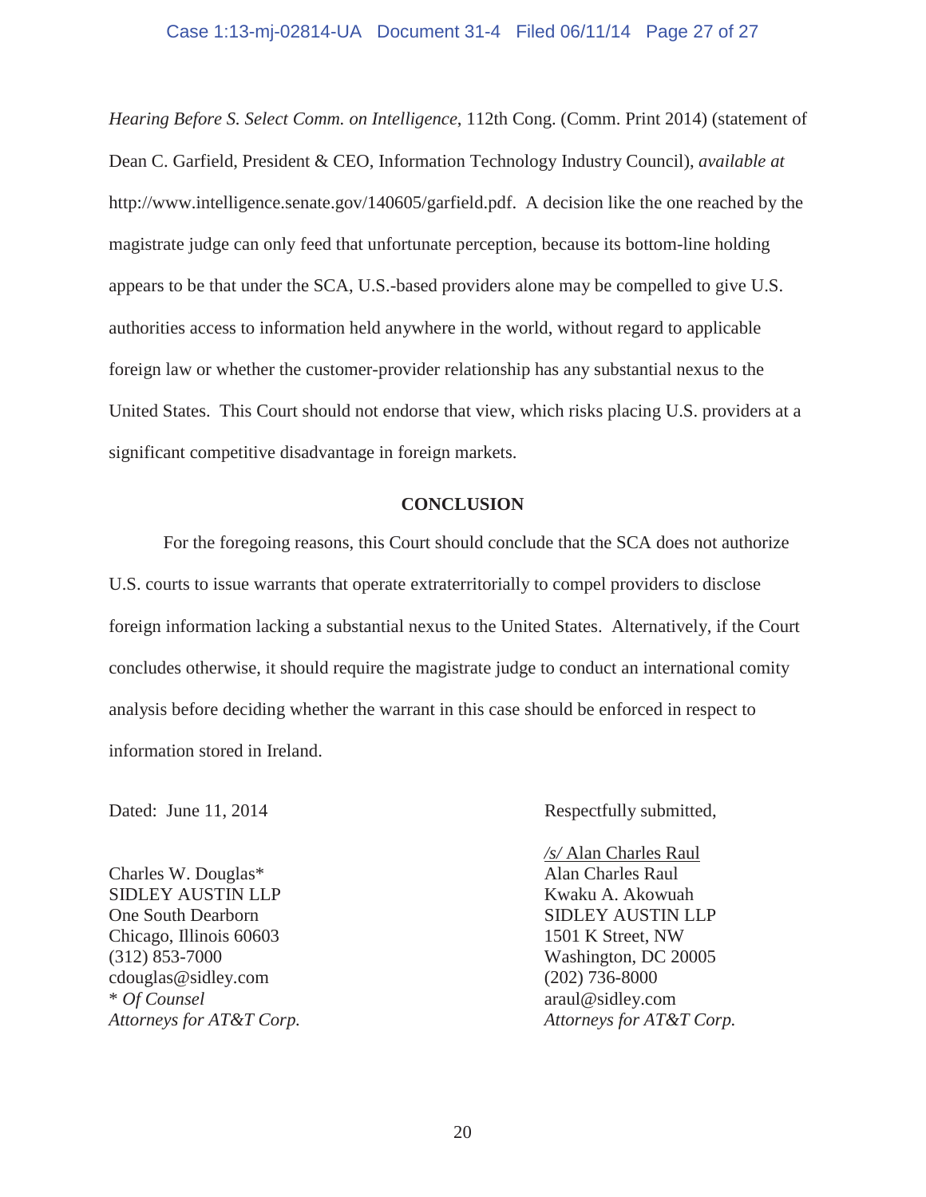*Hearing Before S. Select Comm. on Intelligence*, 112th Cong. (Comm. Print 2014) (statement of Dean C. Garfield, President & CEO, Information Technology Industry Council), *available at* http://www.intelligence.senate.gov/140605/garfield.pdf. A decision like the one reached by the magistrate judge can only feed that unfortunate perception, because its bottom-line holding appears to be that under the SCA, U.S.-based providers alone may be compelled to give U.S. authorities access to information held anywhere in the world, without regard to applicable foreign law or whether the customer-provider relationship has any substantial nexus to the United States. This Court should not endorse that view, which risks placing U.S. providers at a significant competitive disadvantage in foreign markets.

## CONCLUSION

For the foregoing reasons, this Court should conclude that the SCA does not authorize U.S. courts to issue warrants that operate extraterritorially to compel providers to disclose foreign information lacking a substantial nexus to the United States. Alternatively, if the Court concludes otherwise, it should require the magistrate judge to conduct an international comity analysis before deciding whether the warrant in this case should be enforced in respect to information stored in Ireland.

Dated: June 11, 2014

Respectfully submitted,

/s/ Alan Charles Raul
Alan Charles Raul
Kwaku A. Akowuah
SIDLEY AUSTIN LLP
1501 K Street, NW
Washington, DC 20005
(202) 736-8000
araul@sidley.com
*Attorneys for AT&T Corp.*

Charles W. Douglas*
SIDLEY AUSTIN LLP
One South Dearborn
Chicago, Illinois 60603
(312) 853-7000
cdouglas@sidley.com
\* *Of Counsel*
*Attorneys for AT&T Corp.*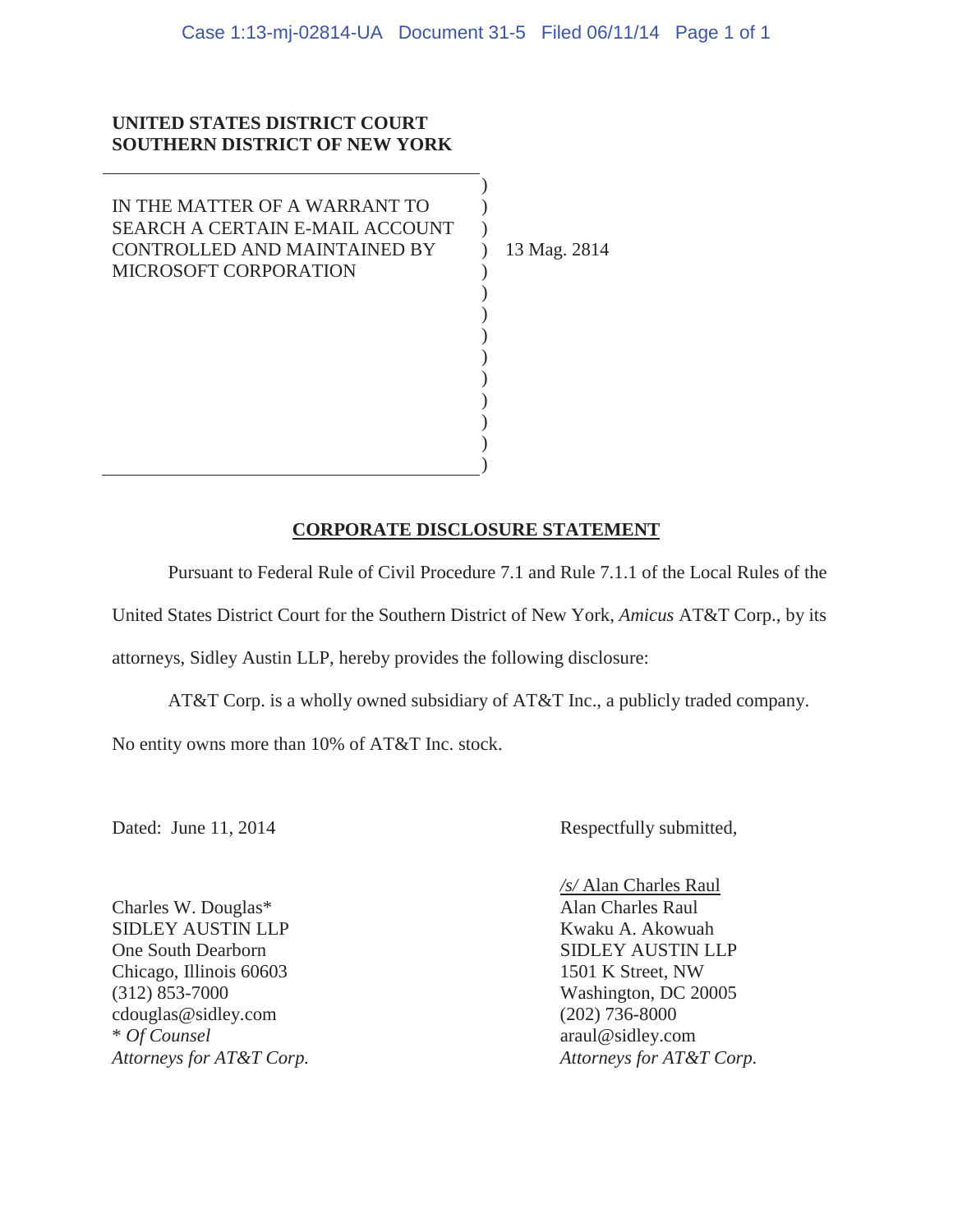**UNITED STATES DISTRICT COURT**
**SOUTHERN DISTRICT OF NEW YORK**

IN THE MATTER OF A WARRANT TO SEARCH A CERTAIN E-MAIL ACCOUNT CONTROLLED AND MAINTAINED BY MICROSOFT CORPORATION

13 Mag. 2814

## CORPORATE DISCLOSURE STATEMENT

Pursuant to Federal Rule of Civil Procedure 7.1 and Rule 7.1.1 of the Local Rules of the United States District Court for the Southern District of New York, *Amicus* AT&T Corp., by its attorneys, Sidley Austin LLP, hereby provides the following disclosure:

AT&T Corp. is a wholly owned subsidiary of AT&T Inc., a publicly traded company. No entity owns more than 10% of AT&T Inc. stock.

Dated: June 11, 2014

Respectfully submitted,

*/s/* Alan Charles Raul
Alan Charles Raul
Kwaku A. Akowuah
SIDLEY AUSTIN LLP
1501 K Street, NW
Washington, DC 20005
(202) 736-8000
araul@sidley.com
*Attorneys for AT&T Corp.*

Charles W. Douglas*
SIDLEY AUSTIN LLP
One South Dearborn
Chicago, Illinois 60603
(312) 853-7000
cdouglas@sidley.com
\* *Of Counsel*
*Attorneys for AT&T Corp.*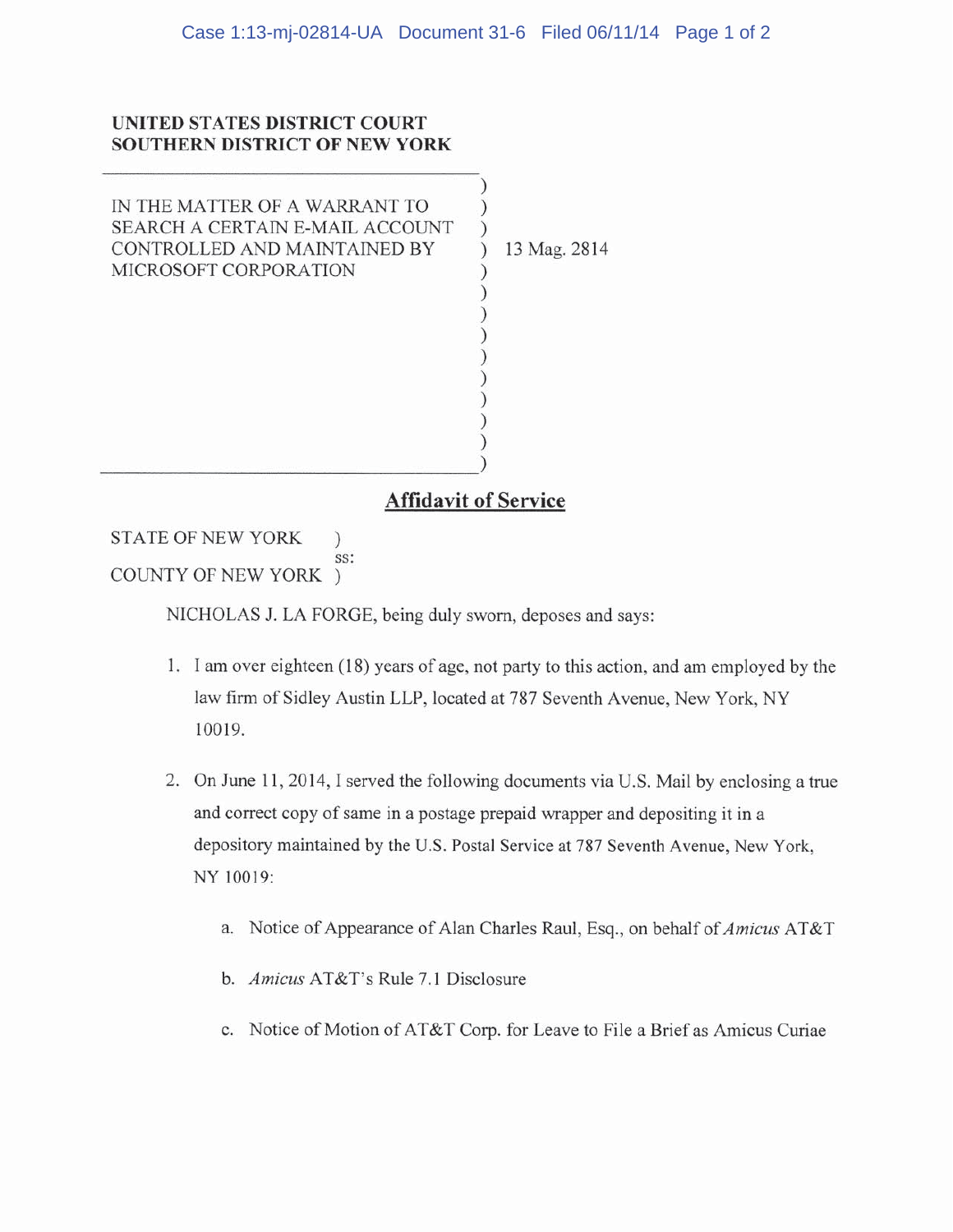**UNITED STATES DISTRICT COURT**
**SOUTHERN DISTRICT OF NEW YORK**

IN THE MATTER OF A WARRANT TO SEARCH A CERTAIN E-MAIL ACCOUNT CONTROLLED AND MAINTAINED BY MICROSOFT CORPORATION

13 Mag. 2814

## Affidavit of Service

STATE OF NEW YORK )
ss:
COUNTY OF NEW YORK )

NICHOLAS J. LA FORGE, being duly sworn, deposes and says:

1. I am over eighteen (18) years of age, not party to this action, and am employed by the law firm of Sidley Austin LLP, located at 787 Seventh Avenue, New York, NY 10019.

2. On June 11, 2014, I served the following documents via U.S. Mail by enclosing a true and correct copy of same in a postage prepaid wrapper and depositing it in a depository maintained by the U.S. Postal Service at 787 Seventh Avenue, New York, NY 10019:

   a. Notice of Appearance of Alan Charles Raul, Esq., on behalf of *Amicus* AT&T

   b. *Amicus* AT&T's Rule 7.1 Disclosure

   c. Notice of Motion of AT&T Corp. for Leave to File a Brief as Amicus Curiae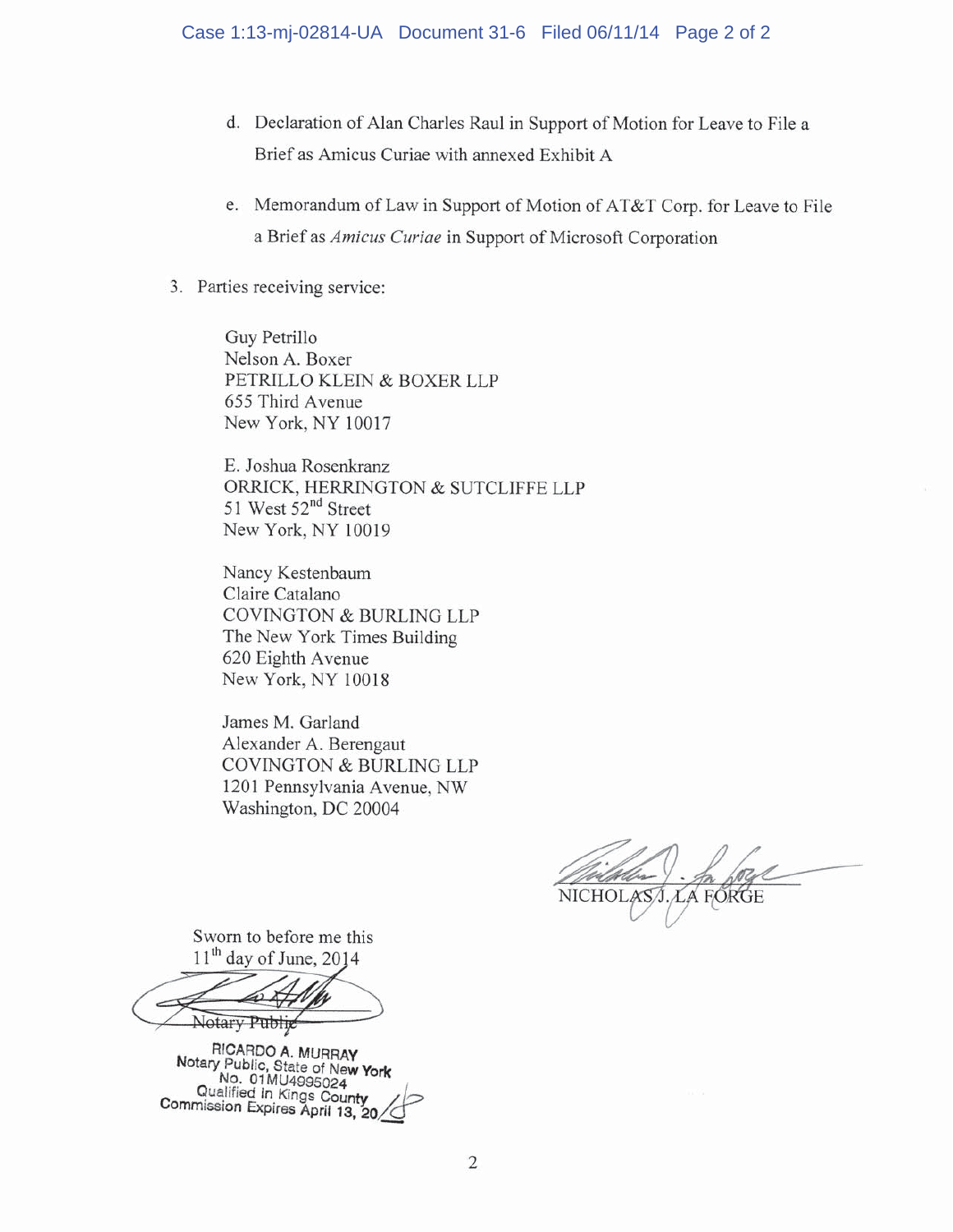d. Declaration of Alan Charles Raul in Support of Motion for Leave to File a Brief as Amicus Curiae with annexed Exhibit A

e. Memorandum of Law in Support of Motion of AT&T Corp. for Leave to File a Brief as *Amicus Curiae* in Support of Microsoft Corporation

3. Parties receiving service:

Guy Petrillo
Nelson A. Boxer
PETRILLO KLEIN & BOXER LLP
655 Third Avenue
New York, NY 10017

E. Joshua Rosenkranz
ORRICK, HERRINGTON & SUTCLIFFE LLP
51 West 52nd Street
New York, NY 10019

Nancy Kestenbaum
Claire Catalano
COVINGTON & BURLING LLP
The New York Times Building
620 Eighth Avenue
New York, NY 10018

James M. Garland
Alexander A. Berengaut
COVINGTON & BURLING LLP
1201 Pennsylvania Avenue, NW
Washington, DC 20004

NICHOLAS J. LA FORGE

Sworn to before me this
11th day of June, 2014

Notary Public

RICARDO A. MURRAY
Notary Public, State of New York
No. 01MU4995024
Qualified in Kings County
Commission Expires April 13, 2018